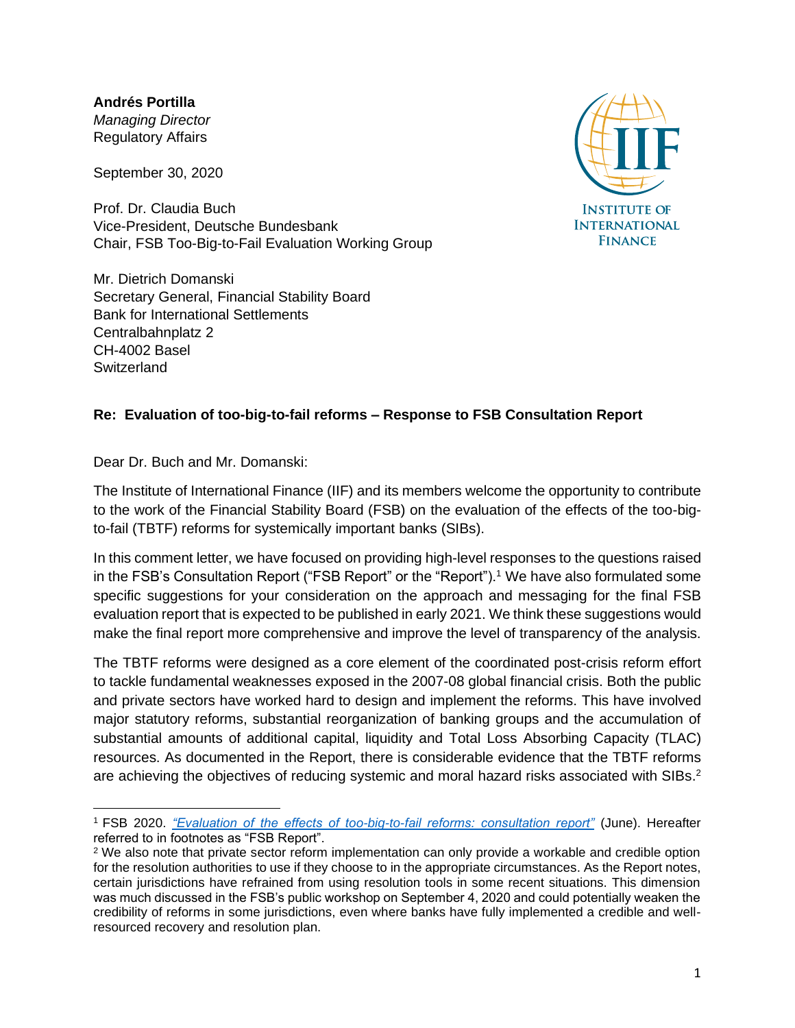**Andrés Portilla**
*Managing Director*
Regulatory Affairs

September 30, 2020

Prof. Dr. Claudia Buch
Vice-President, Deutsche Bundesbank
Chair, FSB Too-Big-to-Fail Evaluation Working Group

Mr. Dietrich Domanski
Secretary General, Financial Stability Board
Bank for International Settlements
Centralbahnplatz 2
CH-4002 Basel
Switzerland

**Re: Evaluation of too-big-to-fail reforms – Response to FSB Consultation Report**

Dear Dr. Buch and Mr. Domanski:

The Institute of International Finance (IIF) and its members welcome the opportunity to contribute to the work of the Financial Stability Board (FSB) on the evaluation of the effects of the too-big-to-fail (TBTF) reforms for systemically important banks (SIBs).

In this comment letter, we have focused on providing high-level responses to the questions raised in the FSB's Consultation Report ("FSB Report" or the "Report").[1] We have also formulated some specific suggestions for your consideration on the approach and messaging for the final FSB evaluation report that is expected to be published in early 2021. We think these suggestions would make the final report more comprehensive and improve the level of transparency of the analysis.

The TBTF reforms were designed as a core element of the coordinated post-crisis reform effort to tackle fundamental weaknesses exposed in the 2007-08 global financial crisis. Both the public and private sectors have worked hard to design and implement the reforms. This have involved major statutory reforms, substantial reorganization of banking groups and the accumulation of substantial amounts of additional capital, liquidity and Total Loss Absorbing Capacity (TLAC) resources. As documented in the Report, there is considerable evidence that the TBTF reforms are achieving the objectives of reducing systemic and moral hazard risks associated with SIBs.[2]

[1] FSB 2020. *"Evaluation of the effects of too-big-to-fail reforms: consultation report"* (June). Hereafter referred to in footnotes as "FSB Report".

[2] We also note that private sector reform implementation can only provide a workable and credible option for the resolution authorities to use if they choose to in the appropriate circumstances. As the Report notes, certain jurisdictions have refrained from using resolution tools in some recent situations. This dimension was much discussed in the FSB's public workshop on September 4, 2020 and could potentially weaken the credibility of reforms in some jurisdictions, even where banks have fully implemented a credible and well-resourced recovery and resolution plan.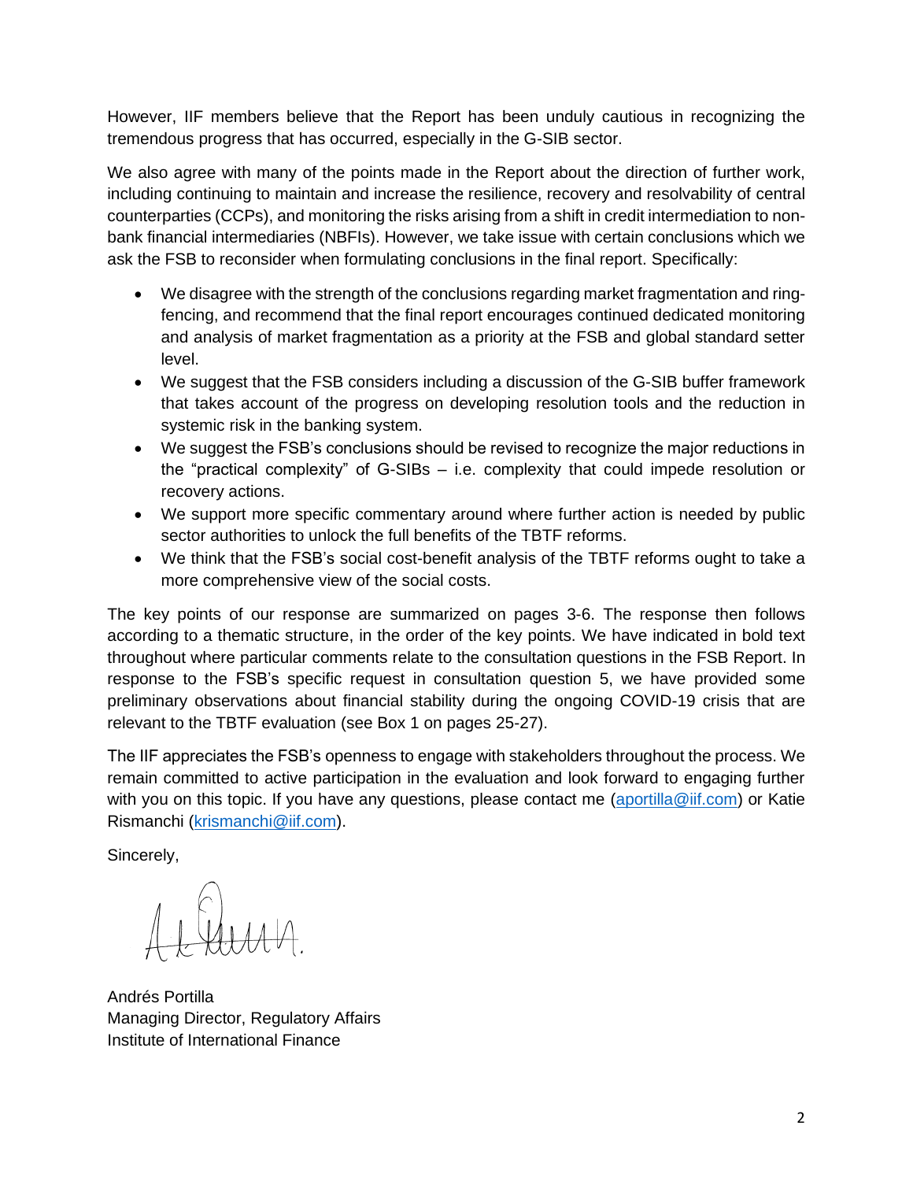However, IIF members believe that the Report has been unduly cautious in recognizing the tremendous progress that has occurred, especially in the G-SIB sector.

We also agree with many of the points made in the Report about the direction of further work, including continuing to maintain and increase the resilience, recovery and resolvability of central counterparties (CCPs), and monitoring the risks arising from a shift in credit intermediation to non-bank financial intermediaries (NBFIs). However, we take issue with certain conclusions which we ask the FSB to reconsider when formulating conclusions in the final report. Specifically:

- We disagree with the strength of the conclusions regarding market fragmentation and ring-fencing, and recommend that the final report encourages continued dedicated monitoring and analysis of market fragmentation as a priority at the FSB and global standard setter level.
- We suggest that the FSB considers including a discussion of the G-SIB buffer framework that takes account of the progress on developing resolution tools and the reduction in systemic risk in the banking system.
- We suggest the FSB's conclusions should be revised to recognize the major reductions in the "practical complexity" of G-SIBs – i.e. complexity that could impede resolution or recovery actions.
- We support more specific commentary around where further action is needed by public sector authorities to unlock the full benefits of the TBTF reforms.
- We think that the FSB's social cost-benefit analysis of the TBTF reforms ought to take a more comprehensive view of the social costs.

The key points of our response are summarized on pages 3-6. The response then follows according to a thematic structure, in the order of the key points. We have indicated in bold text throughout where particular comments relate to the consultation questions in the FSB Report. In response to the FSB's specific request in consultation question 5, we have provided some preliminary observations about financial stability during the ongoing COVID-19 crisis that are relevant to the TBTF evaluation (see Box 1 on pages 25-27).

The IIF appreciates the FSB's openness to engage with stakeholders throughout the process. We remain committed to active participation in the evaluation and look forward to engaging further with you on this topic. If you have any questions, please contact me (aportilla@iif.com) or Katie Rismanchi (krismanchi@iif.com).

Sincerely,

Andrés Portilla
Managing Director, Regulatory Affairs
Institute of International Finance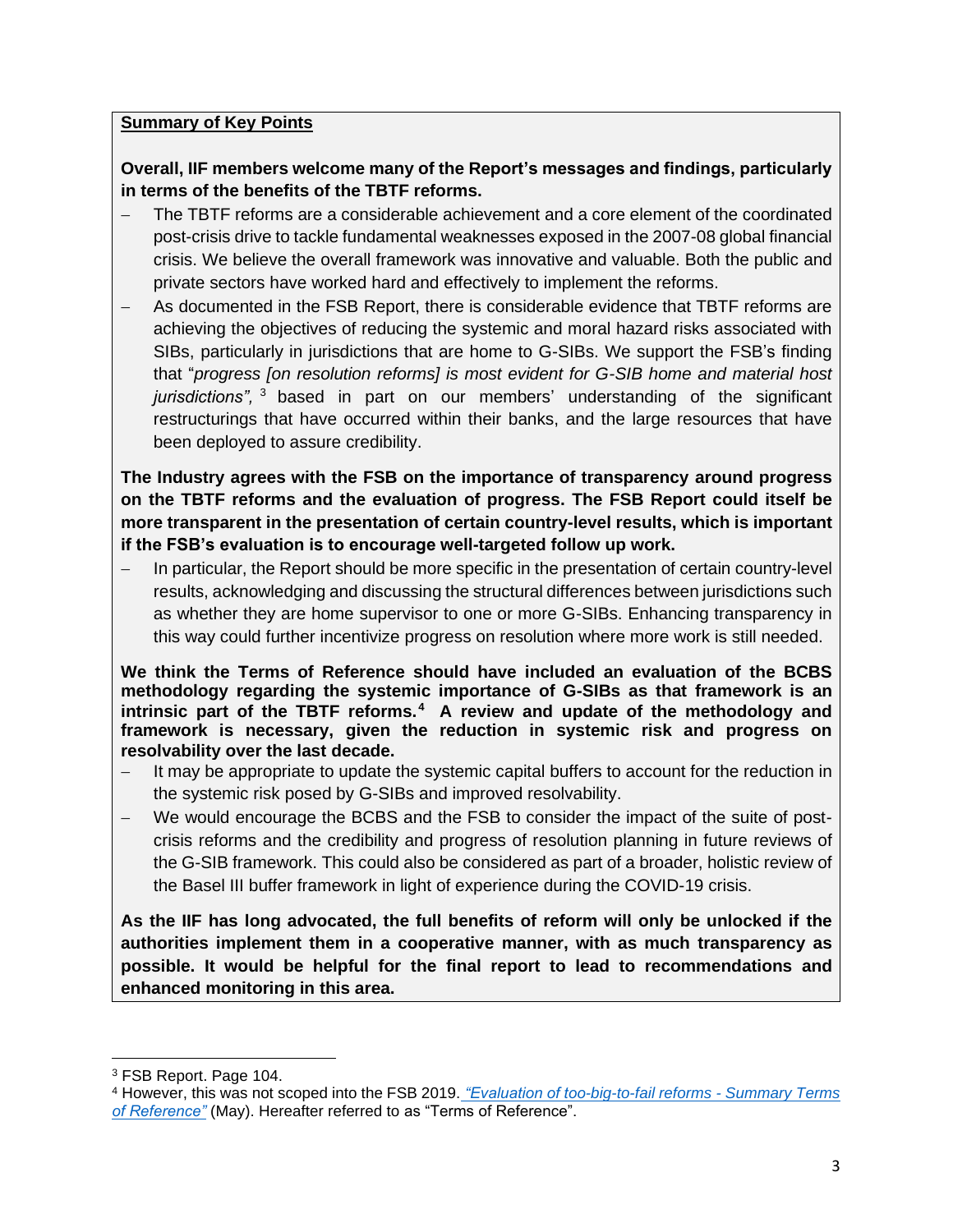**<u>Summary of Key Points</u>**

**Overall, IIF members welcome many of the Report's messages and findings, particularly in terms of the benefits of the TBTF reforms.**

- The TBTF reforms are a considerable achievement and a core element of the coordinated post-crisis drive to tackle fundamental weaknesses exposed in the 2007-08 global financial crisis. We believe the overall framework was innovative and valuable. Both the public and private sectors have worked hard and effectively to implement the reforms.
- As documented in the FSB Report, there is considerable evidence that TBTF reforms are achieving the objectives of reducing the systemic and moral hazard risks associated with SIBs, particularly in jurisdictions that are home to G-SIBs. We support the FSB's finding that "*progress [on resolution reforms] is most evident for G-SIB home and material host jurisdictions",* [3] based in part on our members' understanding of the significant restructurings that have occurred within their banks, and the large resources that have been deployed to assure credibility.

**The Industry agrees with the FSB on the importance of transparency around progress on the TBTF reforms and the evaluation of progress. The FSB Report could itself be more transparent in the presentation of certain country-level results, which is important if the FSB's evaluation is to encourage well-targeted follow up work.**

- In particular, the Report should be more specific in the presentation of certain country-level results, acknowledging and discussing the structural differences between jurisdictions such as whether they are home supervisor to one or more G-SIBs. Enhancing transparency in this way could further incentivize progress on resolution where more work is still needed.

**We think the Terms of Reference should have included an evaluation of the BCBS methodology regarding the systemic importance of G-SIBs as that framework is an intrinsic part of the TBTF reforms.**[4] **A review and update of the methodology and framework is necessary, given the reduction in systemic risk and progress on resolvability over the last decade.**

- It may be appropriate to update the systemic capital buffers to account for the reduction in the systemic risk posed by G-SIBs and improved resolvability.
- We would encourage the BCBS and the FSB to consider the impact of the suite of post-crisis reforms and the credibility and progress of resolution planning in future reviews of the G-SIB framework. This could also be considered as part of a broader, holistic review of the Basel III buffer framework in light of experience during the COVID-19 crisis.

**As the IIF has long advocated, the full benefits of reform will only be unlocked if the authorities implement them in a cooperative manner, with as much transparency as possible. It would be helpful for the final report to lead to recommendations and enhanced monitoring in this area.**

---

[3] FSB Report. Page 104.

[4] However, this was not scoped into the FSB 2019. *"Evaluation of too-big-to-fail reforms - Summary Terms of Reference"* (May). Hereafter referred to as "Terms of Reference".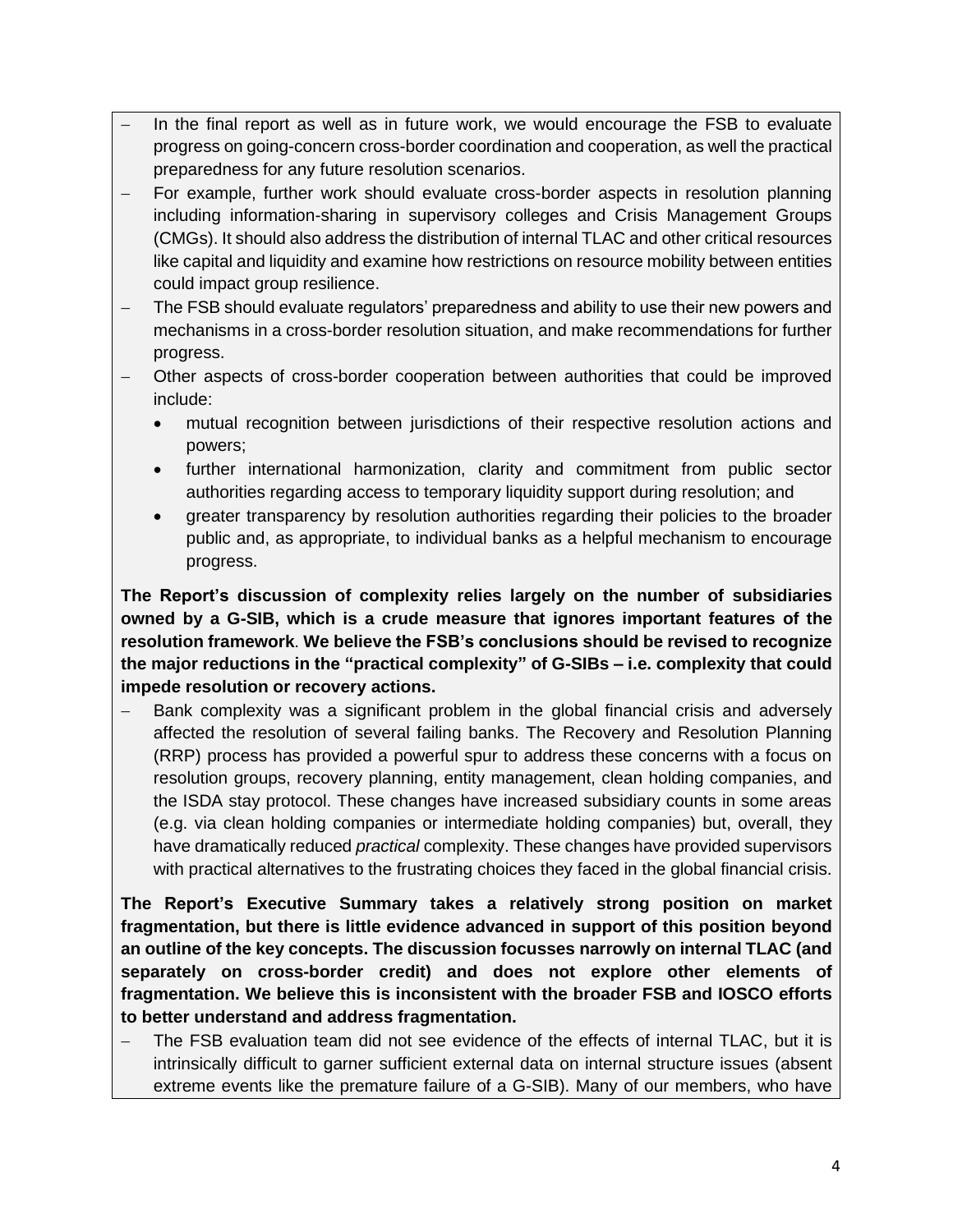- In the final report as well as in future work, we would encourage the FSB to evaluate progress on going-concern cross-border coordination and cooperation, as well the practical preparedness for any future resolution scenarios.
- For example, further work should evaluate cross-border aspects in resolution planning including information-sharing in supervisory colleges and Crisis Management Groups (CMGs). It should also address the distribution of internal TLAC and other critical resources like capital and liquidity and examine how restrictions on resource mobility between entities could impact group resilience.
- The FSB should evaluate regulators' preparedness and ability to use their new powers and mechanisms in a cross-border resolution situation, and make recommendations for further progress.
- Other aspects of cross-border cooperation between authorities that could be improved include:
  - mutual recognition between jurisdictions of their respective resolution actions and powers;
  - further international harmonization, clarity and commitment from public sector authorities regarding access to temporary liquidity support during resolution; and
  - greater transparency by resolution authorities regarding their policies to the broader public and, as appropriate, to individual banks as a helpful mechanism to encourage progress.

**The Report's discussion of complexity relies largely on the number of subsidiaries owned by a G-SIB, which is a crude measure that ignores important features of the resolution framework**. **We believe the FSB's conclusions should be revised to recognize the major reductions in the "practical complexity" of G-SIBs – i.e. complexity that could impede resolution or recovery actions.**

- Bank complexity was a significant problem in the global financial crisis and adversely affected the resolution of several failing banks. The Recovery and Resolution Planning (RRP) process has provided a powerful spur to address these concerns with a focus on resolution groups, recovery planning, entity management, clean holding companies, and the ISDA stay protocol. These changes have increased subsidiary counts in some areas (e.g. via clean holding companies or intermediate holding companies) but, overall, they have dramatically reduced *practical* complexity. These changes have provided supervisors with practical alternatives to the frustrating choices they faced in the global financial crisis.

**The Report's Executive Summary takes a relatively strong position on market fragmentation, but there is little evidence advanced in support of this position beyond an outline of the key concepts. The discussion focusses narrowly on internal TLAC (and separately on cross-border credit) and does not explore other elements of fragmentation. We believe this is inconsistent with the broader FSB and IOSCO efforts to better understand and address fragmentation.**

- The FSB evaluation team did not see evidence of the effects of internal TLAC, but it is intrinsically difficult to garner sufficient external data on internal structure issues (absent extreme events like the premature failure of a G-SIB). Many of our members, who have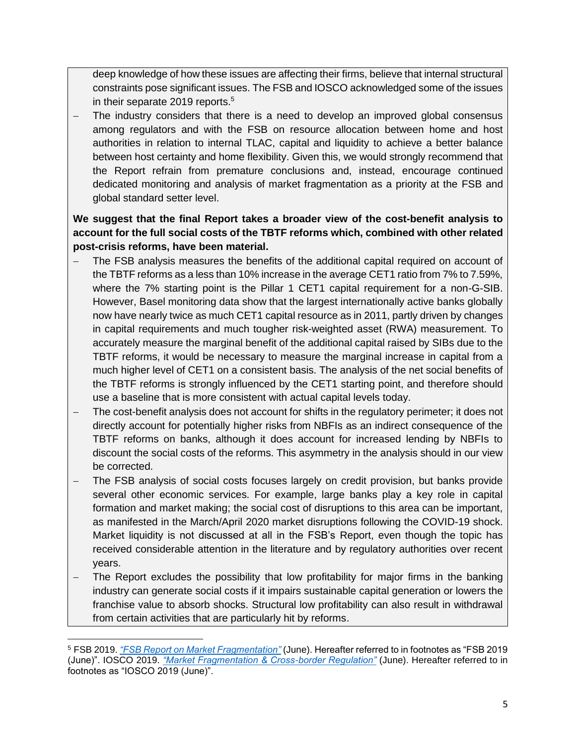deep knowledge of how these issues are affecting their firms, believe that internal structural constraints pose significant issues. The FSB and IOSCO acknowledged some of the issues in their separate 2019 reports.[5]

- The industry considers that there is a need to develop an improved global consensus among regulators and with the FSB on resource allocation between home and host authorities in relation to internal TLAC, capital and liquidity to achieve a better balance between host certainty and home flexibility. Given this, we would strongly recommend that the Report refrain from premature conclusions and, instead, encourage continued dedicated monitoring and analysis of market fragmentation as a priority at the FSB and global standard setter level.

**We suggest that the final Report takes a broader view of the cost-benefit analysis to account for the full social costs of the TBTF reforms which, combined with other related post-crisis reforms, have been material.**

- The FSB analysis measures the benefits of the additional capital required on account of the TBTF reforms as a less than 10% increase in the average CET1 ratio from 7% to 7.59%, where the 7% starting point is the Pillar 1 CET1 capital requirement for a non-G-SIB. However, Basel monitoring data show that the largest internationally active banks globally now have nearly twice as much CET1 capital resource as in 2011, partly driven by changes in capital requirements and much tougher risk-weighted asset (RWA) measurement. To accurately measure the marginal benefit of the additional capital raised by SIBs due to the TBTF reforms, it would be necessary to measure the marginal increase in capital from a much higher level of CET1 on a consistent basis. The analysis of the net social benefits of the TBTF reforms is strongly influenced by the CET1 starting point, and therefore should use a baseline that is more consistent with actual capital levels today.
- The cost-benefit analysis does not account for shifts in the regulatory perimeter; it does not directly account for potentially higher risks from NBFIs as an indirect consequence of the TBTF reforms on banks, although it does account for increased lending by NBFIs to discount the social costs of the reforms. This asymmetry in the analysis should in our view be corrected.
- The FSB analysis of social costs focuses largely on credit provision, but banks provide several other economic services. For example, large banks play a key role in capital formation and market making; the social cost of disruptions to this area can be important, as manifested in the March/April 2020 market disruptions following the COVID-19 shock. Market liquidity is not discussed at all in the FSB's Report, even though the topic has received considerable attention in the literature and by regulatory authorities over recent years.
- The Report excludes the possibility that low profitability for major firms in the banking industry can generate social costs if it impairs sustainable capital generation or lowers the franchise value to absorb shocks. Structural low profitability can also result in withdrawal from certain activities that are particularly hit by reforms.

[5] FSB 2019. *"FSB Report on Market Fragmentation"* (June). Hereafter referred to in footnotes as "FSB 2019 (June)". IOSCO 2019. *"Market Fragmentation & Cross-border Regulation"* (June). Hereafter referred to in footnotes as "IOSCO 2019 (June)".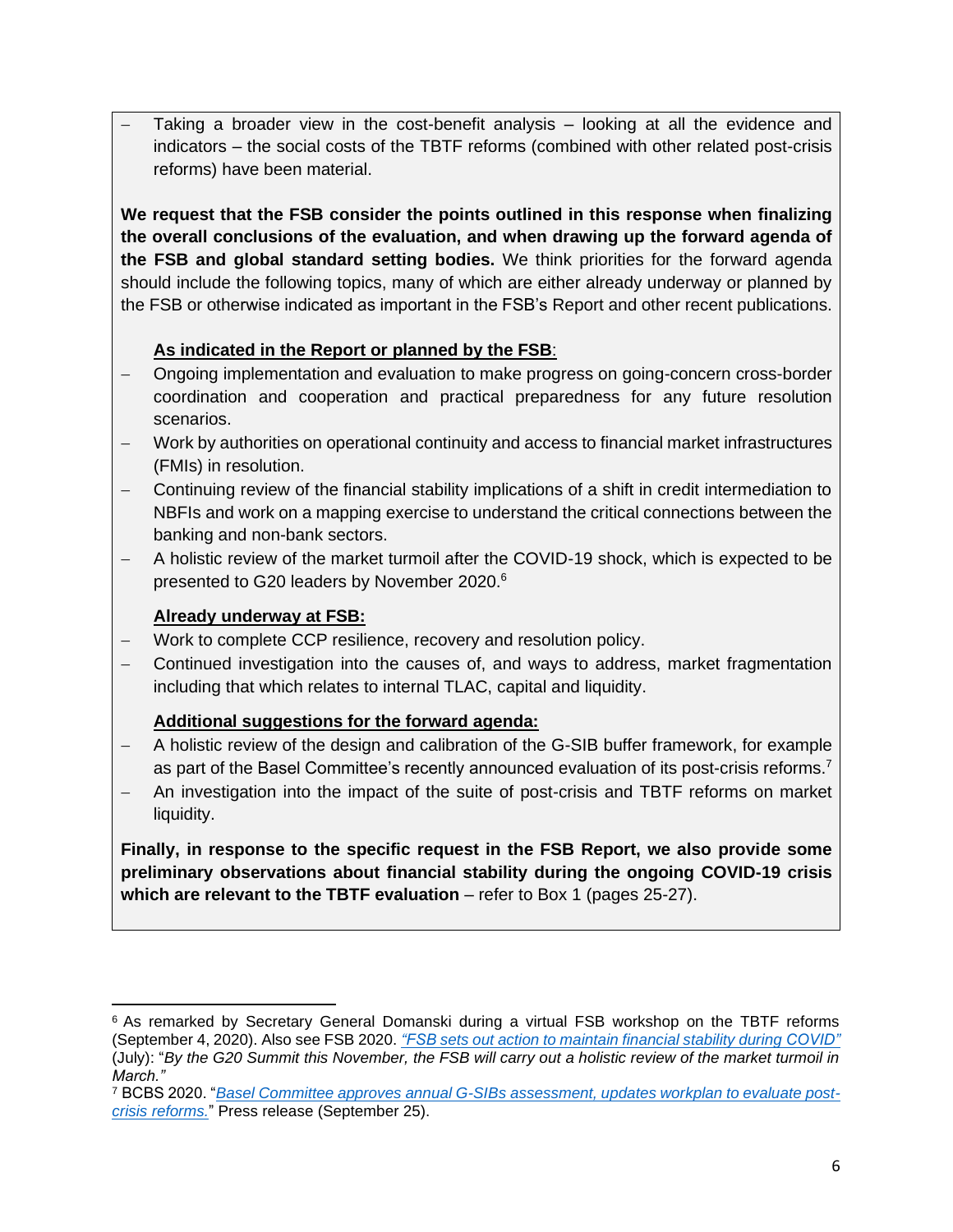- Taking a broader view in the cost-benefit analysis – looking at all the evidence and indicators – the social costs of the TBTF reforms (combined with other related post-crisis reforms) have been material.

**We request that the FSB consider the points outlined in this response when finalizing the overall conclusions of the evaluation, and when drawing up the forward agenda of the FSB and global standard setting bodies.** We think priorities for the forward agenda should include the following topics, many of which are either already underway or planned by the FSB or otherwise indicated as important in the FSB's Report and other recent publications.

**As indicated in the Report or planned by the FSB**:

- Ongoing implementation and evaluation to make progress on going-concern cross-border coordination and cooperation and practical preparedness for any future resolution scenarios.
- Work by authorities on operational continuity and access to financial market infrastructures (FMIs) in resolution.
- Continuing review of the financial stability implications of a shift in credit intermediation to NBFIs and work on a mapping exercise to understand the critical connections between the banking and non-bank sectors.
- A holistic review of the market turmoil after the COVID-19 shock, which is expected to be presented to G20 leaders by November 2020.[6]

**Already underway at FSB:**

- Work to complete CCP resilience, recovery and resolution policy.
- Continued investigation into the causes of, and ways to address, market fragmentation including that which relates to internal TLAC, capital and liquidity.

**Additional suggestions for the forward agenda:**

- A holistic review of the design and calibration of the G-SIB buffer framework, for example as part of the Basel Committee's recently announced evaluation of its post-crisis reforms.[7]
- An investigation into the impact of the suite of post-crisis and TBTF reforms on market liquidity.

**Finally, in response to the specific request in the FSB Report, we also provide some preliminary observations about financial stability during the ongoing COVID-19 crisis which are relevant to the TBTF evaluation** – refer to Box 1 (pages 25-27).

---

[6] As remarked by Secretary General Domanski during a virtual FSB workshop on the TBTF reforms (September 4, 2020). Also see FSB 2020. *"FSB sets out action to maintain financial stability during COVID"* (July): "*By the G20 Summit this November, the FSB will carry out a holistic review of the market turmoil in March.*"

[7] BCBS 2020. "*Basel Committee approves annual G-SIBs assessment, updates workplan to evaluate post-crisis reforms.*" Press release (September 25).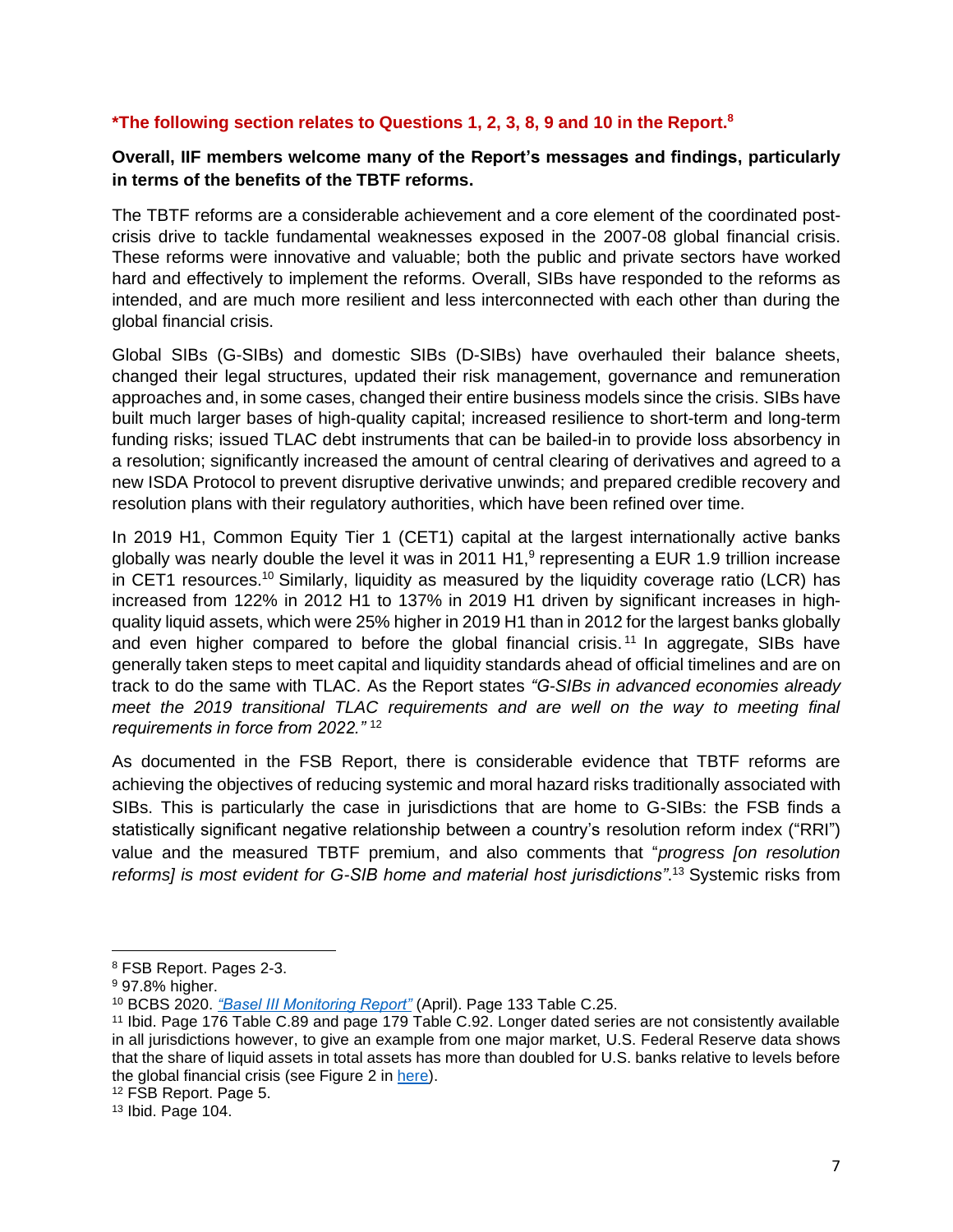**\*The following section relates to Questions 1, 2, 3, 8, 9 and 10 in the Report.[8]**

**Overall, IIF members welcome many of the Report's messages and findings, particularly in terms of the benefits of the TBTF reforms.**

The TBTF reforms are a considerable achievement and a core element of the coordinated post-crisis drive to tackle fundamental weaknesses exposed in the 2007-08 global financial crisis. These reforms were innovative and valuable; both the public and private sectors have worked hard and effectively to implement the reforms. Overall, SIBs have responded to the reforms as intended, and are much more resilient and less interconnected with each other than during the global financial crisis.

Global SIBs (G-SIBs) and domestic SIBs (D-SIBs) have overhauled their balance sheets, changed their legal structures, updated their risk management, governance and remuneration approaches and, in some cases, changed their entire business models since the crisis. SIBs have built much larger bases of high-quality capital; increased resilience to short-term and long-term funding risks; issued TLAC debt instruments that can be bailed-in to provide loss absorbency in a resolution; significantly increased the amount of central clearing of derivatives and agreed to a new ISDA Protocol to prevent disruptive derivative unwinds; and prepared credible recovery and resolution plans with their regulatory authorities, which have been refined over time.

In 2019 H1, Common Equity Tier 1 (CET1) capital at the largest internationally active banks globally was nearly double the level it was in 2011 H1,[9] representing a EUR 1.9 trillion increase in CET1 resources.[10] Similarly, liquidity as measured by the liquidity coverage ratio (LCR) has increased from 122% in 2012 H1 to 137% in 2019 H1 driven by significant increases in high-quality liquid assets, which were 25% higher in 2019 H1 than in 2012 for the largest banks globally and even higher compared to before the global financial crisis.[11] In aggregate, SIBs have generally taken steps to meet capital and liquidity standards ahead of official timelines and are on track to do the same with TLAC. As the Report states *"G-SIBs in advanced economies already meet the 2019 transitional TLAC requirements and are well on the way to meeting final requirements in force from 2022."* [12]

As documented in the FSB Report, there is considerable evidence that TBTF reforms are achieving the objectives of reducing systemic and moral hazard risks traditionally associated with SIBs. This is particularly the case in jurisdictions that are home to G-SIBs: the FSB finds a statistically significant negative relationship between a country's resolution reform index ("RRI") value and the measured TBTF premium, and also comments that "*progress [on resolution reforms] is most evident for G-SIB home and material host jurisdictions"*.[13] Systemic risks from

---

[8] FSB Report. Pages 2-3.

[9] 97.8% higher.

[10] BCBS 2020. *"Basel III Monitoring Report"* (April). Page 133 Table C.25.

[11] Ibid. Page 176 Table C.89 and page 179 Table C.92. Longer dated series are not consistently available in all jurisdictions however, to give an example from one major market, U.S. Federal Reserve data shows that the share of liquid assets in total assets has more than doubled for U.S. banks relative to levels before the global financial crisis (see Figure 2 in here).

[12] FSB Report. Page 5.

[13] Ibid. Page 104.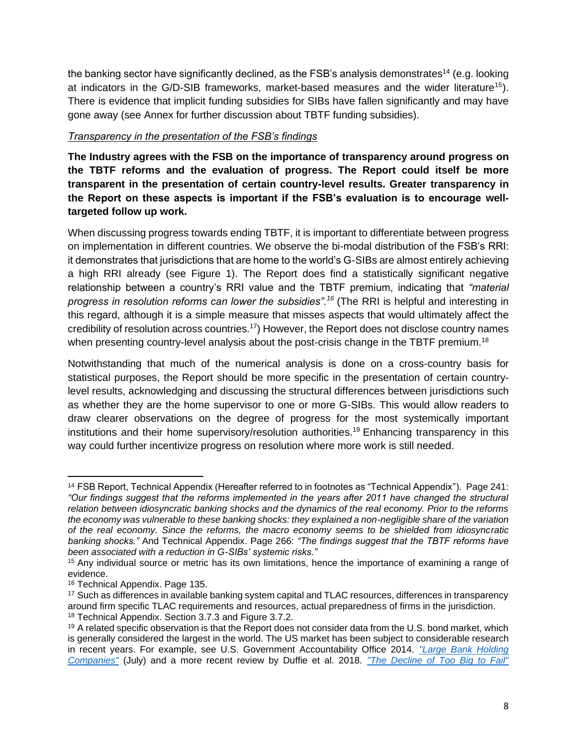the banking sector have significantly declined, as the FSB's analysis demonstrates[14] (e.g. looking at indicators in the G/D-SIB frameworks, market-based measures and the wider literature[15]). There is evidence that implicit funding subsidies for SIBs have fallen significantly and may have gone away (see Annex for further discussion about TBTF funding subsidies).

*Transparency in the presentation of the FSB's findings*

**The Industry agrees with the FSB on the importance of transparency around progress on the TBTF reforms and the evaluation of progress. The Report could itself be more transparent in the presentation of certain country-level results. Greater transparency in the Report on these aspects is important if the FSB's evaluation is to encourage well-targeted follow up work.**

When discussing progress towards ending TBTF, it is important to differentiate between progress on implementation in different countries. We observe the bi-modal distribution of the FSB's RRI: it demonstrates that jurisdictions that are home to the world's G-SIBs are almost entirely achieving a high RRI already (see Figure 1). The Report does find a statistically significant negative relationship between a country's RRI value and the TBTF premium, indicating that *"material progress in resolution reforms can lower the subsidies".*[16] (The RRI is helpful and interesting in this regard, although it is a simple measure that misses aspects that would ultimately affect the credibility of resolution across countries.[17]) However, the Report does not disclose country names when presenting country-level analysis about the post-crisis change in the TBTF premium.[18]

Notwithstanding that much of the numerical analysis is done on a cross-country basis for statistical purposes, the Report should be more specific in the presentation of certain country-level results, acknowledging and discussing the structural differences between jurisdictions such as whether they are the home supervisor to one or more G-SIBs. This would allow readers to draw clearer observations on the degree of progress for the most systemically important institutions and their home supervisory/resolution authorities.[19] Enhancing transparency in this way could further incentivize progress on resolution where more work is still needed.

---

[14] FSB Report, Technical Appendix (Hereafter referred to in footnotes as "Technical Appendix"). Page 241: *"Our findings suggest that the reforms implemented in the years after 2011 have changed the structural relation between idiosyncratic banking shocks and the dynamics of the real economy. Prior to the reforms the economy was vulnerable to these banking shocks: they explained a non-negligible share of the variation of the real economy. Since the reforms, the macro economy seems to be shielded from idiosyncratic banking shocks."* And Technical Appendix. Page 266: *"The findings suggest that the TBTF reforms have been associated with a reduction in G-SIBs' systemic risks."*

[15] Any individual source or metric has its own limitations, hence the importance of examining a range of evidence.

[16] Technical Appendix. Page 135.

[17] Such as differences in available banking system capital and TLAC resources, differences in transparency around firm specific TLAC requirements and resources, actual preparedness of firms in the jurisdiction.

[18] Technical Appendix. Section 3.7.3 and Figure 3.7.2.

[19] A related specific observation is that the Report does not consider data from the U.S. bond market, which is generally considered the largest in the world. The US market has been subject to considerable research in recent years. For example, see U.S. Government Accountability Office 2014. *"Large Bank Holding Companies"* (July) and a more recent review by Duffie et al. 2018. *"The Decline of Too Big to Fail"*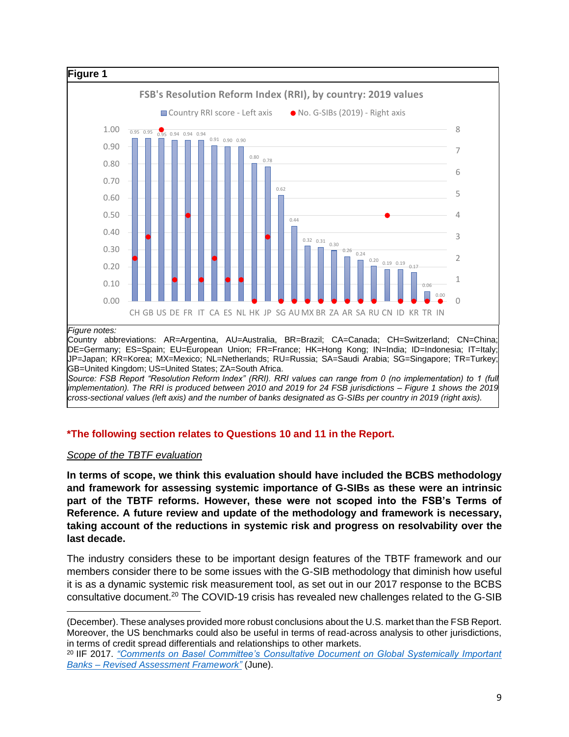**Figure 1**

FSB's Resolution Reform Index (RRI), by country: 2019 values

| Country | Country RRI score - Left axis | No. G-SIBs (2019) - Right axis |
|---|---|---|
| CH | 0.95 | 2 |
| GB | 0.95 | 3 |
| US | 0.95 | 8 |
| DE | 0.94 | 1 |
| FR | 0.94 | 4 |
| IT | 0.94 | 1 |
| CA | 0.91 | 2 |
| ES | 0.90 | 1 |
| NL | 0.90 | 1 |
| HK | 0.80 | 0 |
| JP | 0.78 | 3 |
| SG | 0.62 | 0 |
| AU | 0.44 | 0 |
| MX | 0.32 | 0 |
| BR | 0.31 | 0 |
| ZA | 0.30 | 0 |
| AR | 0.26 | 0 |
| SA | 0.24 | 0 |
| RU | 0.20 | 0 |
| CN | 0.19 | 4 |
| ID | 0.19 | 0 |
| KR | 0.17 | 0 |
| TR | 0.06 | 0 |
| IN | 0.00 | 0 |

*Figure notes:*
Country abbreviations: AR=Argentina, AU=Australia, BR=Brazil; CA=Canada; CH=Switzerland; CN=China; DE=Germany; ES=Spain; EU=European Union; FR=France; HK=Hong Kong; IN=India; ID=Indonesia; IT=Italy; JP=Japan; KR=Korea; MX=Mexico; NL=Netherlands; RU=Russia; SA=Saudi Arabia; SG=Singapore; TR=Turkey; GB=United Kingdom; US=United States; ZA=South Africa.
*Source: FSB Report "Resolution Reform Index" (RRI). RRI values can range from 0 (no implementation) to 1 (full implementation). The RRI is produced between 2010 and 2019 for 24 FSB jurisdictions – Figure 1 shows the 2019 cross-sectional values (left axis) and the number of banks designated as G-SIBs per country in 2019 (right axis).*

**\*The following section relates to Questions 10 and 11 in the Report.**

*Scope of the TBTF evaluation*

**In terms of scope, we think this evaluation should have included the BCBS methodology and framework for assessing systemic importance of G-SIBs as these were an intrinsic part of the TBTF reforms. However, these were not scoped into the FSB's Terms of Reference. A future review and update of the methodology and framework is necessary, taking account of the reductions in systemic risk and progress on resolvability over the last decade.**

The industry considers these to be important design features of the TBTF framework and our members consider there to be some issues with the G-SIB methodology that diminish how useful it is as a dynamic systemic risk measurement tool, as set out in our 2017 response to the BCBS consultative document.[20] The COVID-19 crisis has revealed new challenges related to the G-SIB

---

(December). These analyses provided more robust conclusions about the U.S. market than the FSB Report. Moreover, the US benchmarks could also be useful in terms of read-across analysis to other jurisdictions, in terms of credit spread differentials and relationships to other markets.

[20] IIF 2017. *"Comments on Basel Committee's Consultative Document on Global Systemically Important Banks – Revised Assessment Framework"* (June).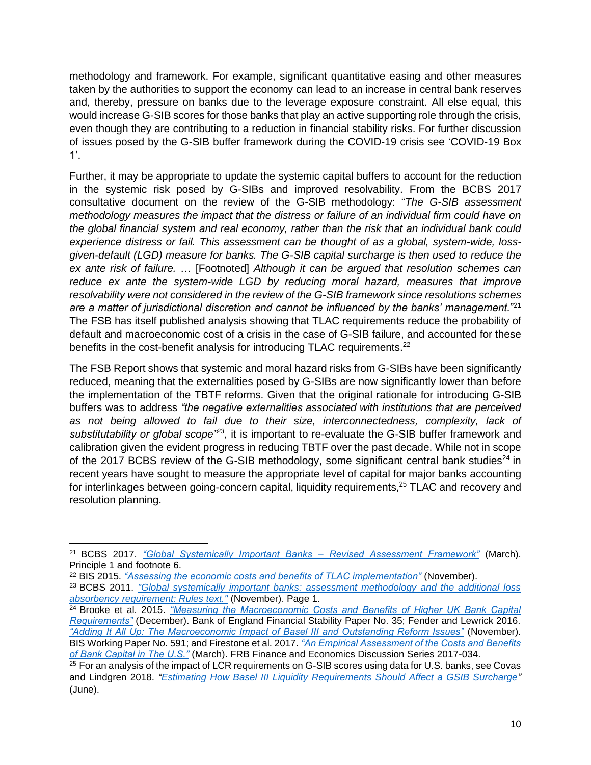methodology and framework. For example, significant quantitative easing and other measures taken by the authorities to support the economy can lead to an increase in central bank reserves and, thereby, pressure on banks due to the leverage exposure constraint. All else equal, this would increase G-SIB scores for those banks that play an active supporting role through the crisis, even though they are contributing to a reduction in financial stability risks. For further discussion of issues posed by the G-SIB buffer framework during the COVID-19 crisis see 'COVID-19 Box 1'.

Further, it may be appropriate to update the systemic capital buffers to account for the reduction in the systemic risk posed by G-SIBs and improved resolvability. From the BCBS 2017 consultative document on the review of the G-SIB methodology: "*The G-SIB assessment methodology measures the impact that the distress or failure of an individual firm could have on the global financial system and real economy, rather than the risk that an individual bank could experience distress or fail. This assessment can be thought of as a global, system-wide, loss-given-default (LGD) measure for banks. The G-SIB capital surcharge is then used to reduce the ex ante risk of failure.* … [Footnoted] *Although it can be argued that resolution schemes can reduce ex ante the system-wide LGD by reducing moral hazard, measures that improve resolvability were not considered in the review of the G-SIB framework since resolutions schemes are a matter of jurisdictional discretion and cannot be influenced by the banks' management.*"[21] The FSB has itself published analysis showing that TLAC requirements reduce the probability of default and macroeconomic cost of a crisis in the case of G-SIB failure, and accounted for these benefits in the cost-benefit analysis for introducing TLAC requirements.[22]

The FSB Report shows that systemic and moral hazard risks from G-SIBs have been significantly reduced, meaning that the externalities posed by G-SIBs are now significantly lower than before the implementation of the TBTF reforms. Given that the original rationale for introducing G-SIB buffers was to address *"the negative externalities associated with institutions that are perceived as not being allowed to fail due to their size, interconnectedness, complexity, lack of substitutability or global scope"*[23], it is important to re-evaluate the G-SIB buffer framework and calibration given the evident progress in reducing TBTF over the past decade. While not in scope of the 2017 BCBS review of the G-SIB methodology, some significant central bank studies[24] in recent years have sought to measure the appropriate level of capital for major banks accounting for interlinkages between going-concern capital, liquidity requirements,[25] TLAC and recovery and resolution planning.

---

[21] BCBS 2017. *"Global Systemically Important Banks – Revised Assessment Framework"* (March). Principle 1 and footnote 6.

[22] BIS 2015. *"Assessing the economic costs and benefits of TLAC implementation"* (November).

[23] BCBS 2011. *"Global systemically important banks: assessment methodology and the additional loss absorbency requirement: Rules text."* (November). Page 1.

[24] Brooke et al. 2015. *"Measuring the Macroeconomic Costs and Benefits of Higher UK Bank Capital Requirements"* (December). Bank of England Financial Stability Paper No. 35; Fender and Lewrick 2016. *"Adding It All Up: The Macroeconomic Impact of Basel III and Outstanding Reform Issues"* (November). BIS Working Paper No. 591; and Firestone et al. 2017. *"An Empirical Assessment of the Costs and Benefits of Bank Capital in The U.S."* (March). FRB Finance and Economics Discussion Series 2017-034.

[25] For an analysis of the impact of LCR requirements on G-SIB scores using data for U.S. banks, see Covas and Lindgren 2018. *"Estimating How Basel III Liquidity Requirements Should Affect a GSIB Surcharge"* (June).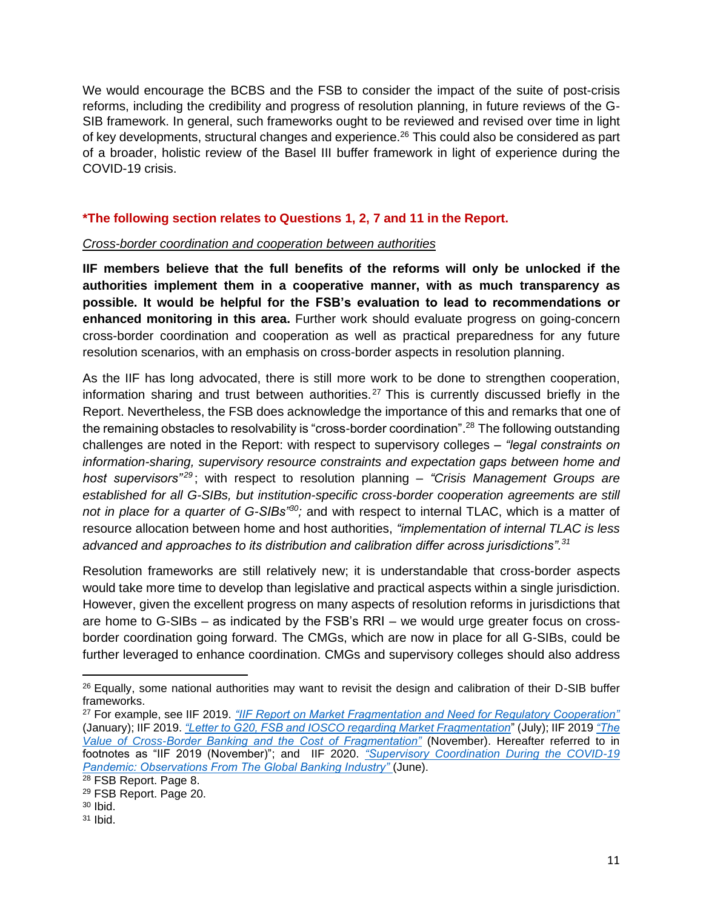We would encourage the BCBS and the FSB to consider the impact of the suite of post-crisis reforms, including the credibility and progress of resolution planning, in future reviews of the G-SIB framework. In general, such frameworks ought to be reviewed and revised over time in light of key developments, structural changes and experience.[26] This could also be considered as part of a broader, holistic review of the Basel III buffer framework in light of experience during the COVID-19 crisis.

**\*The following section relates to Questions 1, 2, 7 and 11 in the Report.**

*Cross-border coordination and cooperation between authorities*

**IIF members believe that the full benefits of the reforms will only be unlocked if the authorities implement them in a cooperative manner, with as much transparency as possible. It would be helpful for the FSB's evaluation to lead to recommendations or enhanced monitoring in this area.** Further work should evaluate progress on going-concern cross-border coordination and cooperation as well as practical preparedness for any future resolution scenarios, with an emphasis on cross-border aspects in resolution planning.

As the IIF has long advocated, there is still more work to be done to strengthen cooperation, information sharing and trust between authorities.[27] This is currently discussed briefly in the Report. Nevertheless, the FSB does acknowledge the importance of this and remarks that one of the remaining obstacles to resolvability is "cross-border coordination".[28] The following outstanding challenges are noted in the Report: with respect to supervisory colleges – *"legal constraints on information-sharing, supervisory resource constraints and expectation gaps between home and host supervisors"*[29]; with respect to resolution planning – *"Crisis Management Groups are established for all G-SIBs, but institution-specific cross-border cooperation agreements are still not in place for a quarter of G-SIBs"*[30]; and with respect to internal TLAC, which is a matter of resource allocation between home and host authorities, *"implementation of internal TLAC is less advanced and approaches to its distribution and calibration differ across jurisdictions".*[31]

Resolution frameworks are still relatively new; it is understandable that cross-border aspects would take more time to develop than legislative and practical aspects within a single jurisdiction. However, given the excellent progress on many aspects of resolution reforms in jurisdictions that are home to G-SIBs – as indicated by the FSB's RRI – we would urge greater focus on cross-border coordination going forward. The CMGs, which are now in place for all G-SIBs, could be further leveraged to enhance coordination. CMGs and supervisory colleges should also address

---

[26] Equally, some national authorities may want to revisit the design and calibration of their D-SIB buffer frameworks.

[27] For example, see IIF 2019. *"IIF Report on Market Fragmentation and Need for Regulatory Cooperation"* (January); IIF 2019. *"Letter to G20, FSB and IOSCO regarding Market Fragmentation"* (July); IIF 2019 *"The Value of Cross-Border Banking and the Cost of Fragmentation"* (November). Hereafter referred to in footnotes as "IIF 2019 (November)"; and IIF 2020. *"Supervisory Coordination During the COVID-19 Pandemic: Observations From The Global Banking Industry"* (June).

[28] FSB Report. Page 8.

[29] FSB Report. Page 20.

[30] Ibid.

[31] Ibid.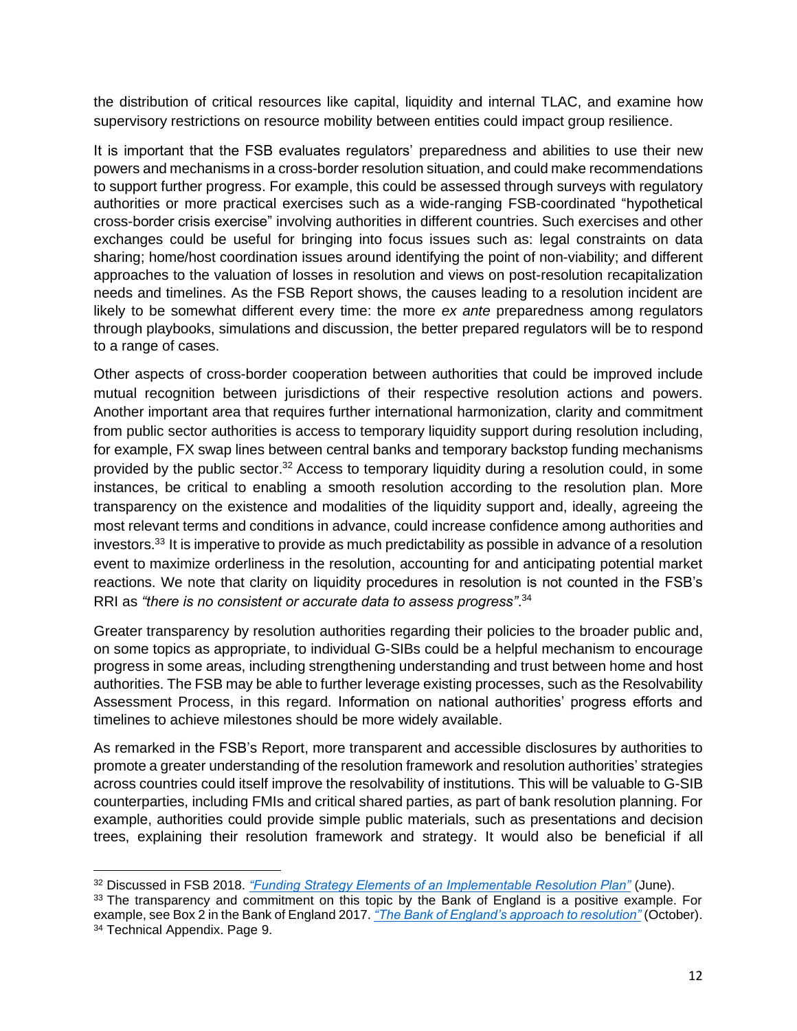the distribution of critical resources like capital, liquidity and internal TLAC, and examine how supervisory restrictions on resource mobility between entities could impact group resilience.

It is important that the FSB evaluates regulators' preparedness and abilities to use their new powers and mechanisms in a cross-border resolution situation, and could make recommendations to support further progress. For example, this could be assessed through surveys with regulatory authorities or more practical exercises such as a wide-ranging FSB-coordinated "hypothetical cross-border crisis exercise" involving authorities in different countries. Such exercises and other exchanges could be useful for bringing into focus issues such as: legal constraints on data sharing; home/host coordination issues around identifying the point of non-viability; and different approaches to the valuation of losses in resolution and views on post-resolution recapitalization needs and timelines. As the FSB Report shows, the causes leading to a resolution incident are likely to be somewhat different every time: the more *ex ante* preparedness among regulators through playbooks, simulations and discussion, the better prepared regulators will be to respond to a range of cases.

Other aspects of cross-border cooperation between authorities that could be improved include mutual recognition between jurisdictions of their respective resolution actions and powers. Another important area that requires further international harmonization, clarity and commitment from public sector authorities is access to temporary liquidity support during resolution including, for example, FX swap lines between central banks and temporary backstop funding mechanisms provided by the public sector.[32] Access to temporary liquidity during a resolution could, in some instances, be critical to enabling a smooth resolution according to the resolution plan. More transparency on the existence and modalities of the liquidity support and, ideally, agreeing the most relevant terms and conditions in advance, could increase confidence among authorities and investors.[33] It is imperative to provide as much predictability as possible in advance of a resolution event to maximize orderliness in the resolution, accounting for and anticipating potential market reactions. We note that clarity on liquidity procedures in resolution is not counted in the FSB's RRI as *"there is no consistent or accurate data to assess progress"*.[34]

Greater transparency by resolution authorities regarding their policies to the broader public and, on some topics as appropriate, to individual G-SIBs could be a helpful mechanism to encourage progress in some areas, including strengthening understanding and trust between home and host authorities. The FSB may be able to further leverage existing processes, such as the Resolvability Assessment Process, in this regard. Information on national authorities' progress efforts and timelines to achieve milestones should be more widely available.

As remarked in the FSB's Report, more transparent and accessible disclosures by authorities to promote a greater understanding of the resolution framework and resolution authorities' strategies across countries could itself improve the resolvability of institutions. This will be valuable to G-SIB counterparties, including FMIs and critical shared parties, as part of bank resolution planning. For example, authorities could provide simple public materials, such as presentations and decision trees, explaining their resolution framework and strategy. It would also be beneficial if all

---

[32] Discussed in FSB 2018. *"Funding Strategy Elements of an Implementable Resolution Plan"* (June).

[33] The transparency and commitment on this topic by the Bank of England is a positive example. For example, see Box 2 in the Bank of England 2017. *"The Bank of England's approach to resolution"* (October).

[34] Technical Appendix. Page 9.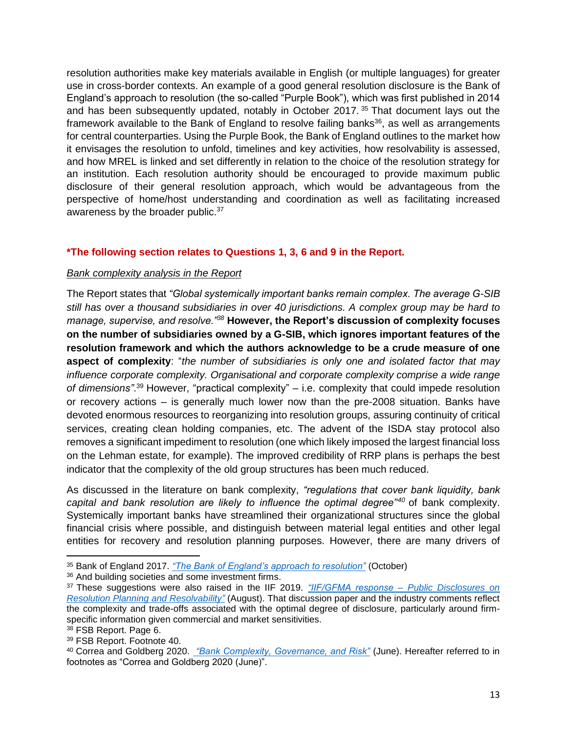resolution authorities make key materials available in English (or multiple languages) for greater use in cross-border contexts. An example of a good general resolution disclosure is the Bank of England's approach to resolution (the so-called "Purple Book"), which was first published in 2014 and has been subsequently updated, notably in October 2017.[35] That document lays out the framework available to the Bank of England to resolve failing banks[36], as well as arrangements for central counterparties. Using the Purple Book, the Bank of England outlines to the market how it envisages the resolution to unfold, timelines and key activities, how resolvability is assessed, and how MREL is linked and set differently in relation to the choice of the resolution strategy for an institution. Each resolution authority should be encouraged to provide maximum public disclosure of their general resolution approach, which would be advantageous from the perspective of home/host understanding and coordination as well as facilitating increased awareness by the broader public.[37]

**\*The following section relates to Questions 1, 3, 6 and 9 in the Report.**

*Bank complexity analysis in the Report*

The Report states that *"Global systemically important banks remain complex. The average G-SIB still has over a thousand subsidiaries in over 40 jurisdictions. A complex group may be hard to manage, supervise, and resolve."*[38] **However, the Report's discussion of complexity focuses on the number of subsidiaries owned by a G-SIB, which ignores important features of the resolution framework and which the authors acknowledge to be a crude measure of one aspect of complexity**: "*the number of subsidiaries is only one and isolated factor that may influence corporate complexity. Organisational and corporate complexity comprise a wide range of dimensions"*.[39] However, "practical complexity" – i.e. complexity that could impede resolution or recovery actions – is generally much lower now than the pre-2008 situation. Banks have devoted enormous resources to reorganizing into resolution groups, assuring continuity of critical services, creating clean holding companies, etc. The advent of the ISDA stay protocol also removes a significant impediment to resolution (one which likely imposed the largest financial loss on the Lehman estate, for example). The improved credibility of RRP plans is perhaps the best indicator that the complexity of the old group structures has been much reduced.

As discussed in the literature on bank complexity, *"regulations that cover bank liquidity, bank capital and bank resolution are likely to influence the optimal degree"*[40] of bank complexity. Systemically important banks have streamlined their organizational structures since the global financial crisis where possible, and distinguish between material legal entities and other legal entities for recovery and resolution planning purposes. However, there are many drivers of

---

[35] Bank of England 2017. *"The Bank of England's approach to resolution"* (October)

[36] And building societies and some investment firms.

[37] These suggestions were also raised in the IIF 2019. *"IIF/GFMA response – Public Disclosures on Resolution Planning and Resolvability"* (August). That discussion paper and the industry comments reflect the complexity and trade-offs associated with the optimal degree of disclosure, particularly around firm-specific information given commercial and market sensitivities.

[38] FSB Report. Page 6.

[39] FSB Report. Footnote 40.

[40] Correa and Goldberg 2020. *"Bank Complexity, Governance, and Risk"* (June). Hereafter referred to in footnotes as "Correa and Goldberg 2020 (June)".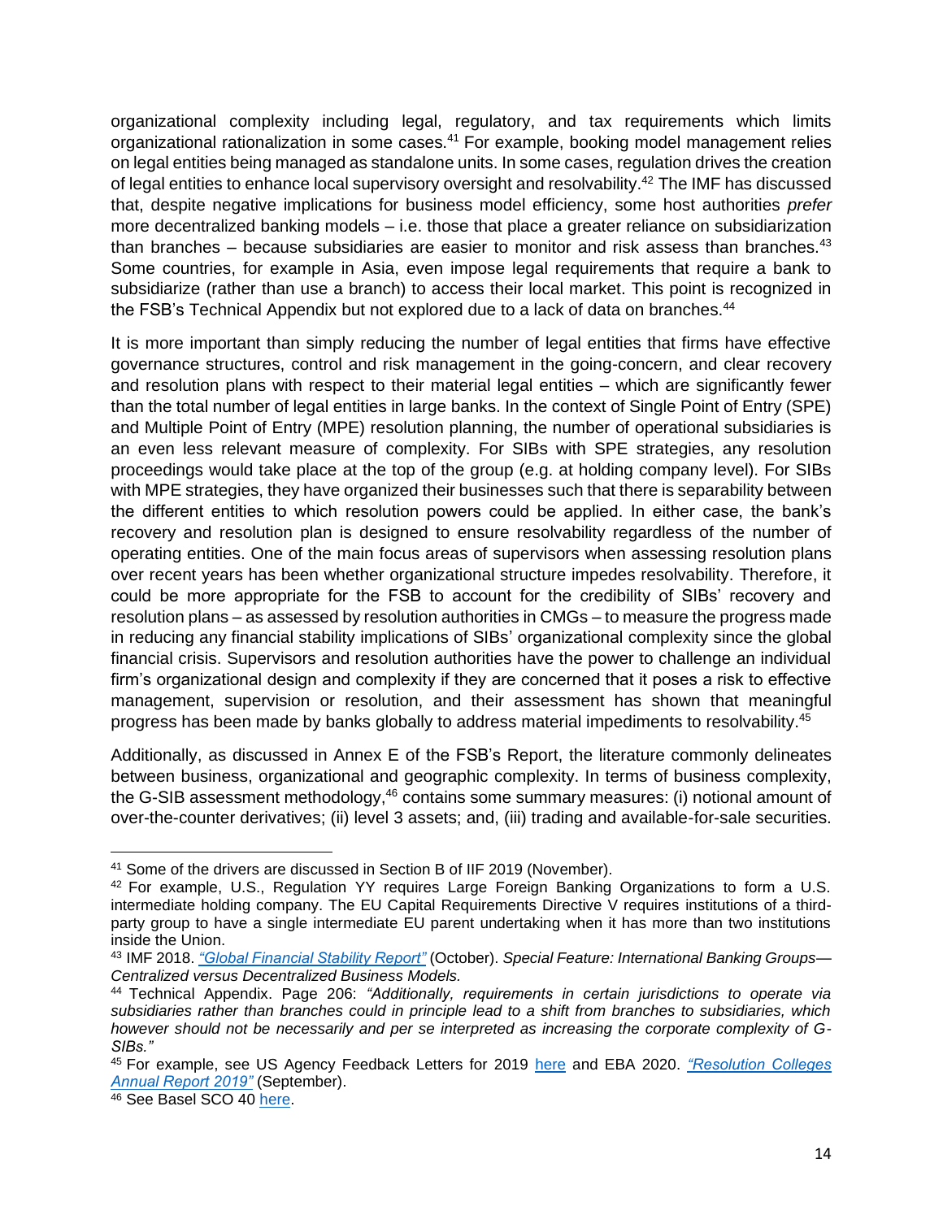organizational complexity including legal, regulatory, and tax requirements which limits organizational rationalization in some cases.[41] For example, booking model management relies on legal entities being managed as standalone units. In some cases, regulation drives the creation of legal entities to enhance local supervisory oversight and resolvability.[42] The IMF has discussed that, despite negative implications for business model efficiency, some host authorities *prefer* more decentralized banking models – i.e. those that place a greater reliance on subsidiarization than branches – because subsidiaries are easier to monitor and risk assess than branches.[43] Some countries, for example in Asia, even impose legal requirements that require a bank to subsidiarize (rather than use a branch) to access their local market. This point is recognized in the FSB's Technical Appendix but not explored due to a lack of data on branches.[44]

It is more important than simply reducing the number of legal entities that firms have effective governance structures, control and risk management in the going-concern, and clear recovery and resolution plans with respect to their material legal entities – which are significantly fewer than the total number of legal entities in large banks. In the context of Single Point of Entry (SPE) and Multiple Point of Entry (MPE) resolution planning, the number of operational subsidiaries is an even less relevant measure of complexity. For SIBs with SPE strategies, any resolution proceedings would take place at the top of the group (e.g. at holding company level). For SIBs with MPE strategies, they have organized their businesses such that there is separability between the different entities to which resolution powers could be applied. In either case, the bank's recovery and resolution plan is designed to ensure resolvability regardless of the number of operating entities. One of the main focus areas of supervisors when assessing resolution plans over recent years has been whether organizational structure impedes resolvability. Therefore, it could be more appropriate for the FSB to account for the credibility of SIBs' recovery and resolution plans – as assessed by resolution authorities in CMGs – to measure the progress made in reducing any financial stability implications of SIBs' organizational complexity since the global financial crisis. Supervisors and resolution authorities have the power to challenge an individual firm's organizational design and complexity if they are concerned that it poses a risk to effective management, supervision or resolution, and their assessment has shown that meaningful progress has been made by banks globally to address material impediments to resolvability.[45]

Additionally, as discussed in Annex E of the FSB's Report, the literature commonly delineates between business, organizational and geographic complexity. In terms of business complexity, the G-SIB assessment methodology,[46] contains some summary measures: (i) notional amount of over-the-counter derivatives; (ii) level 3 assets; and, (iii) trading and available-for-sale securities.

---

[41] Some of the drivers are discussed in Section B of IIF 2019 (November).

[42] For example, U.S., Regulation YY requires Large Foreign Banking Organizations to form a U.S. intermediate holding company. The EU Capital Requirements Directive V requires institutions of a third-party group to have a single intermediate EU parent undertaking when it has more than two institutions inside the Union.

[43] IMF 2018. *"Global Financial Stability Report"* (October). *Special Feature: International Banking Groups—Centralized versus Decentralized Business Models.*

[44] Technical Appendix. Page 206: *"Additionally, requirements in certain jurisdictions to operate via subsidiaries rather than branches could in principle lead to a shift from branches to subsidiaries, which however should not be necessarily and per se interpreted as increasing the corporate complexity of G-SIBs."*

[45] For example, see US Agency Feedback Letters for 2019 here and EBA 2020. *"Resolution Colleges Annual Report 2019"* (September).

[46] See Basel SCO 40 here.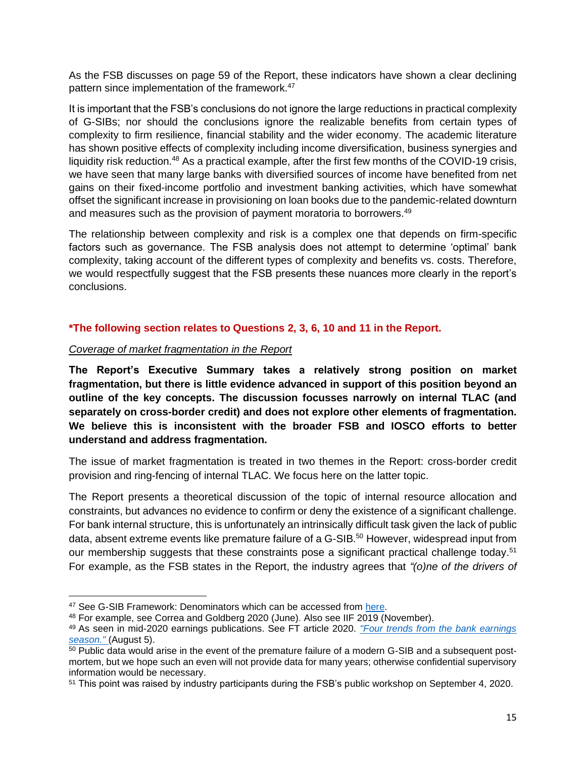As the FSB discusses on page 59 of the Report, these indicators have shown a clear declining pattern since implementation of the framework.[47]

It is important that the FSB's conclusions do not ignore the large reductions in practical complexity of G-SIBs; nor should the conclusions ignore the realizable benefits from certain types of complexity to firm resilience, financial stability and the wider economy. The academic literature has shown positive effects of complexity including income diversification, business synergies and liquidity risk reduction.[48] As a practical example, after the first few months of the COVID-19 crisis, we have seen that many large banks with diversified sources of income have benefited from net gains on their fixed-income portfolio and investment banking activities, which have somewhat offset the significant increase in provisioning on loan books due to the pandemic-related downturn and measures such as the provision of payment moratoria to borrowers.[49]

The relationship between complexity and risk is a complex one that depends on firm-specific factors such as governance. The FSB analysis does not attempt to determine 'optimal' bank complexity, taking account of the different types of complexity and benefits vs. costs. Therefore, we would respectfully suggest that the FSB presents these nuances more clearly in the report's conclusions.

**\*The following section relates to Questions 2, 3, 6, 10 and 11 in the Report.**

*Coverage of market fragmentation in the Report*

**The Report's Executive Summary takes a relatively strong position on market fragmentation, but there is little evidence advanced in support of this position beyond an outline of the key concepts. The discussion focusses narrowly on internal TLAC (and separately on cross-border credit) and does not explore other elements of fragmentation. We believe this is inconsistent with the broader FSB and IOSCO efforts to better understand and address fragmentation.**

The issue of market fragmentation is treated in two themes in the Report: cross-border credit provision and ring-fencing of internal TLAC. We focus here on the latter topic.

The Report presents a theoretical discussion of the topic of internal resource allocation and constraints, but advances no evidence to confirm or deny the existence of a significant challenge. For bank internal structure, this is unfortunately an intrinsically difficult task given the lack of public data, absent extreme events like premature failure of a G-SIB.[50] However, widespread input from our membership suggests that these constraints pose a significant practical challenge today.[51] For example, as the FSB states in the Report, the industry agrees that *"(o)ne of the drivers of*

---

[47] See G-SIB Framework: Denominators which can be accessed from here.

[48] For example, see Correa and Goldberg 2020 (June). Also see IIF 2019 (November).

[49] As seen in mid-2020 earnings publications. See FT article 2020. *"Four trends from the bank earnings season."* (August 5).

[50] Public data would arise in the event of the premature failure of a modern G-SIB and a subsequent post-mortem, but we hope such an even will not provide data for many years; otherwise confidential supervisory information would be necessary.

[51] This point was raised by industry participants during the FSB's public workshop on September 4, 2020.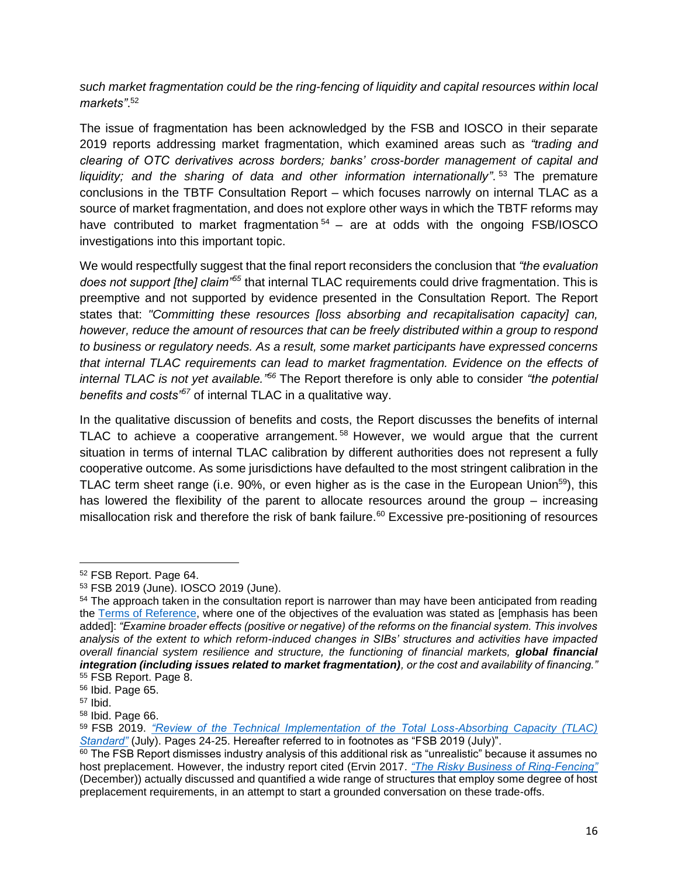*such market fragmentation could be the ring-fencing of liquidity and capital resources within local markets"*.[52]

The issue of fragmentation has been acknowledged by the FSB and IOSCO in their separate 2019 reports addressing market fragmentation, which examined areas such as *"trading and clearing of OTC derivatives across borders; banks' cross-border management of capital and liquidity; and the sharing of data and other information internationally"*.[53] The premature conclusions in the TBTF Consultation Report – which focuses narrowly on internal TLAC as a source of market fragmentation, and does not explore other ways in which the TBTF reforms may have contributed to market fragmentation[54] – are at odds with the ongoing FSB/IOSCO investigations into this important topic.

We would respectfully suggest that the final report reconsiders the conclusion that *"the evaluation does not support [the] claim"*[55] that internal TLAC requirements could drive fragmentation. This is preemptive and not supported by evidence presented in the Consultation Report. The Report states that: *"Committing these resources [loss absorbing and recapitalisation capacity] can, however, reduce the amount of resources that can be freely distributed within a group to respond to business or regulatory needs. As a result, some market participants have expressed concerns that internal TLAC requirements can lead to market fragmentation. Evidence on the effects of internal TLAC is not yet available."*[56] The Report therefore is only able to consider *"the potential benefits and costs"*[57] of internal TLAC in a qualitative way.

In the qualitative discussion of benefits and costs, the Report discusses the benefits of internal TLAC to achieve a cooperative arrangement.[58] However, we would argue that the current situation in terms of internal TLAC calibration by different authorities does not represent a fully cooperative outcome. As some jurisdictions have defaulted to the most stringent calibration in the TLAC term sheet range (i.e. 90%, or even higher as is the case in the European Union[59]), this has lowered the flexibility of the parent to allocate resources around the group – increasing misallocation risk and therefore the risk of bank failure.[60] Excessive pre-positioning of resources

---

[52] FSB Report. Page 64.

[53] FSB 2019 (June). IOSCO 2019 (June).

[54] The approach taken in the consultation report is narrower than may have been anticipated from reading the Terms of Reference, where one of the objectives of the evaluation was stated as [emphasis has been added]: *"Examine broader effects (positive or negative) of the reforms on the financial system. This involves analysis of the extent to which reform-induced changes in SIBs' structures and activities have impacted overall financial system resilience and structure, the functioning of financial markets,* ***global financial integration (including issues related to market fragmentation)****, or the cost and availability of financing."*

[55] FSB Report. Page 8.

[56] Ibid. Page 65.

[57] Ibid.

[58] Ibid. Page 66.

[59] FSB 2019. *"Review of the Technical Implementation of the Total Loss-Absorbing Capacity (TLAC) Standard"* (July). Pages 24-25. Hereafter referred to in footnotes as "FSB 2019 (July)".

[60] The FSB Report dismisses industry analysis of this additional risk as "unrealistic" because it assumes no host preplacement. However, the industry report cited (Ervin 2017. *"The Risky Business of Ring-Fencing"* (December)) actually discussed and quantified a wide range of structures that employ some degree of host preplacement requirements, in an attempt to start a grounded conversation on these trade-offs.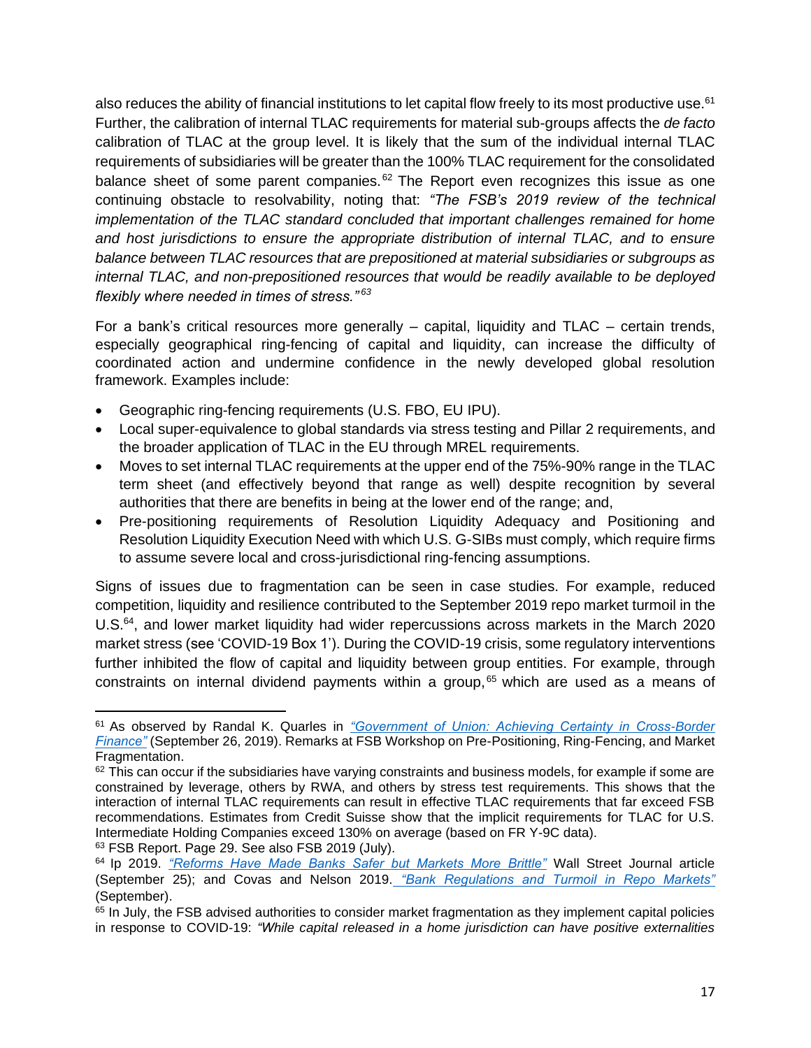also reduces the ability of financial institutions to let capital flow freely to its most productive use.[61] Further, the calibration of internal TLAC requirements for material sub-groups affects the *de facto* calibration of TLAC at the group level. It is likely that the sum of the individual internal TLAC requirements of subsidiaries will be greater than the 100% TLAC requirement for the consolidated balance sheet of some parent companies.[62] The Report even recognizes this issue as one continuing obstacle to resolvability, noting that: *"The FSB's 2019 review of the technical implementation of the TLAC standard concluded that important challenges remained for home and host jurisdictions to ensure the appropriate distribution of internal TLAC, and to ensure balance between TLAC resources that are prepositioned at material subsidiaries or subgroups as internal TLAC, and non-prepositioned resources that would be readily available to be deployed flexibly where needed in times of stress."*[63]

For a bank's critical resources more generally – capital, liquidity and TLAC – certain trends, especially geographical ring-fencing of capital and liquidity, can increase the difficulty of coordinated action and undermine confidence in the newly developed global resolution framework. Examples include:

- Geographic ring-fencing requirements (U.S. FBO, EU IPU).
- Local super-equivalence to global standards via stress testing and Pillar 2 requirements, and the broader application of TLAC in the EU through MREL requirements.
- Moves to set internal TLAC requirements at the upper end of the 75%-90% range in the TLAC term sheet (and effectively beyond that range as well) despite recognition by several authorities that there are benefits in being at the lower end of the range; and,
- Pre-positioning requirements of Resolution Liquidity Adequacy and Positioning and Resolution Liquidity Execution Need with which U.S. G-SIBs must comply, which require firms to assume severe local and cross-jurisdictional ring-fencing assumptions.

Signs of issues due to fragmentation can be seen in case studies. For example, reduced competition, liquidity and resilience contributed to the September 2019 repo market turmoil in the U.S.[64], and lower market liquidity had wider repercussions across markets in the March 2020 market stress (see 'COVID-19 Box 1'). During the COVID-19 crisis, some regulatory interventions further inhibited the flow of capital and liquidity between group entities. For example, through constraints on internal dividend payments within a group,[65] which are used as a means of

---

[61] As observed by Randal K. Quarles in *"Government of Union: Achieving Certainty in Cross-Border Finance"* (September 26, 2019). Remarks at FSB Workshop on Pre-Positioning, Ring-Fencing, and Market Fragmentation.

[62] This can occur if the subsidiaries have varying constraints and business models, for example if some are constrained by leverage, others by RWA, and others by stress test requirements. This shows that the interaction of internal TLAC requirements can result in effective TLAC requirements that far exceed FSB recommendations. Estimates from Credit Suisse show that the implicit requirements for TLAC for U.S. Intermediate Holding Companies exceed 130% on average (based on FR Y-9C data).

[63] FSB Report. Page 29. See also FSB 2019 (July).

[64] Ip 2019. *"Reforms Have Made Banks Safer but Markets More Brittle"* Wall Street Journal article (September 25); and Covas and Nelson 2019. *"Bank Regulations and Turmoil in Repo Markets"* (September).

[65] In July, the FSB advised authorities to consider market fragmentation as they implement capital policies in response to COVID-19: *"While capital released in a home jurisdiction can have positive externalities*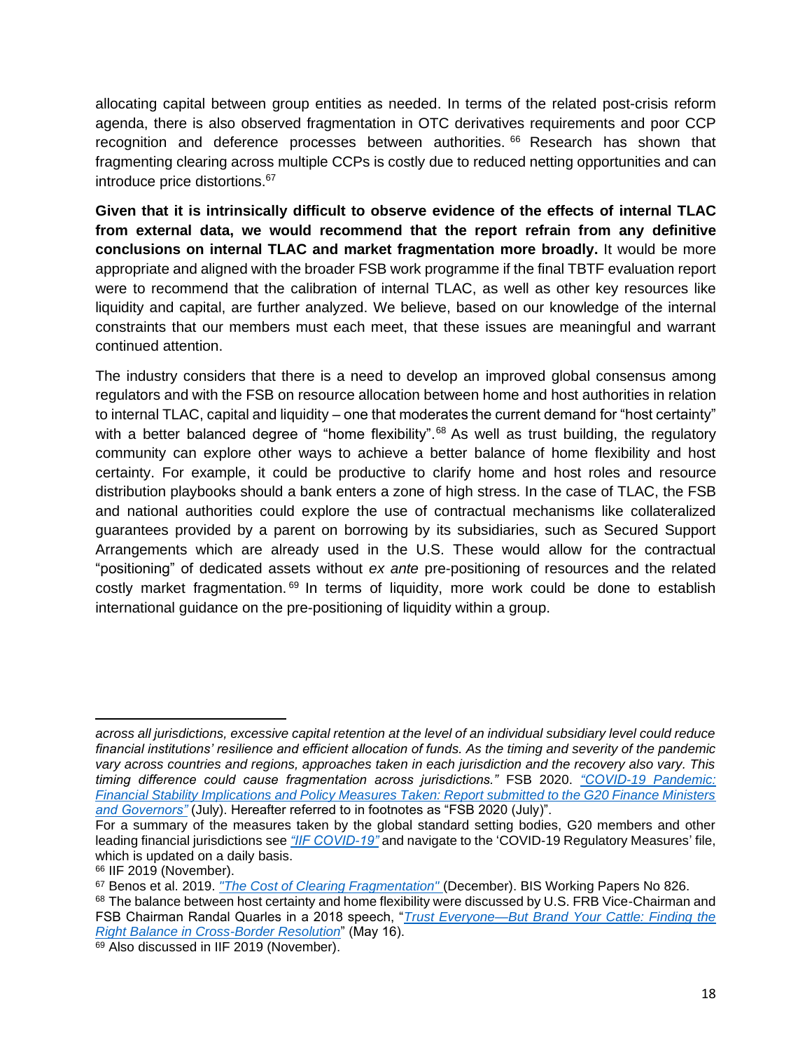allocating capital between group entities as needed. In terms of the related post-crisis reform agenda, there is also observed fragmentation in OTC derivatives requirements and poor CCP recognition and deference processes between authorities.[66] Research has shown that fragmenting clearing across multiple CCPs is costly due to reduced netting opportunities and can introduce price distortions.[67]

**Given that it is intrinsically difficult to observe evidence of the effects of internal TLAC from external data, we would recommend that the report refrain from any definitive conclusions on internal TLAC and market fragmentation more broadly.** It would be more appropriate and aligned with the broader FSB work programme if the final TBTF evaluation report were to recommend that the calibration of internal TLAC, as well as other key resources like liquidity and capital, are further analyzed. We believe, based on our knowledge of the internal constraints that our members must each meet, that these issues are meaningful and warrant continued attention.

The industry considers that there is a need to develop an improved global consensus among regulators and with the FSB on resource allocation between home and host authorities in relation to internal TLAC, capital and liquidity – one that moderates the current demand for "host certainty" with a better balanced degree of "home flexibility".[68] As well as trust building, the regulatory community can explore other ways to achieve a better balance of home flexibility and host certainty. For example, it could be productive to clarify home and host roles and resource distribution playbooks should a bank enters a zone of high stress. In the case of TLAC, the FSB and national authorities could explore the use of contractual mechanisms like collateralized guarantees provided by a parent on borrowing by its subsidiaries, such as Secured Support Arrangements which are already used in the U.S. These would allow for the contractual "positioning" of dedicated assets without *ex ante* pre-positioning of resources and the related costly market fragmentation.[69] In terms of liquidity, more work could be done to establish international guidance on the pre-positioning of liquidity within a group.

---

*across all jurisdictions, excessive capital retention at the level of an individual subsidiary level could reduce financial institutions' resilience and efficient allocation of funds. As the timing and severity of the pandemic vary across countries and regions, approaches taken in each jurisdiction and the recovery also vary. This timing difference could cause fragmentation across jurisdictions."* FSB 2020. *"COVID-19 Pandemic: Financial Stability Implications and Policy Measures Taken: Report submitted to the G20 Finance Ministers and Governors"* (July). Hereafter referred to in footnotes as "FSB 2020 (July)".

For a summary of the measures taken by the global standard setting bodies, G20 members and other leading financial jurisdictions see *"IIF COVID-19"* and navigate to the 'COVID-19 Regulatory Measures' file, which is updated on a daily basis.

[66] IIF 2019 (November).

[67] Benos et al. 2019. *"The Cost of Clearing Fragmentation"* (December). BIS Working Papers No 826.

[68] The balance between host certainty and home flexibility were discussed by U.S. FRB Vice-Chairman and FSB Chairman Randal Quarles in a 2018 speech, "*Trust Everyone—But Brand Your Cattle: Finding the Right Balance in Cross-Border Resolution*" (May 16).

[69] Also discussed in IIF 2019 (November).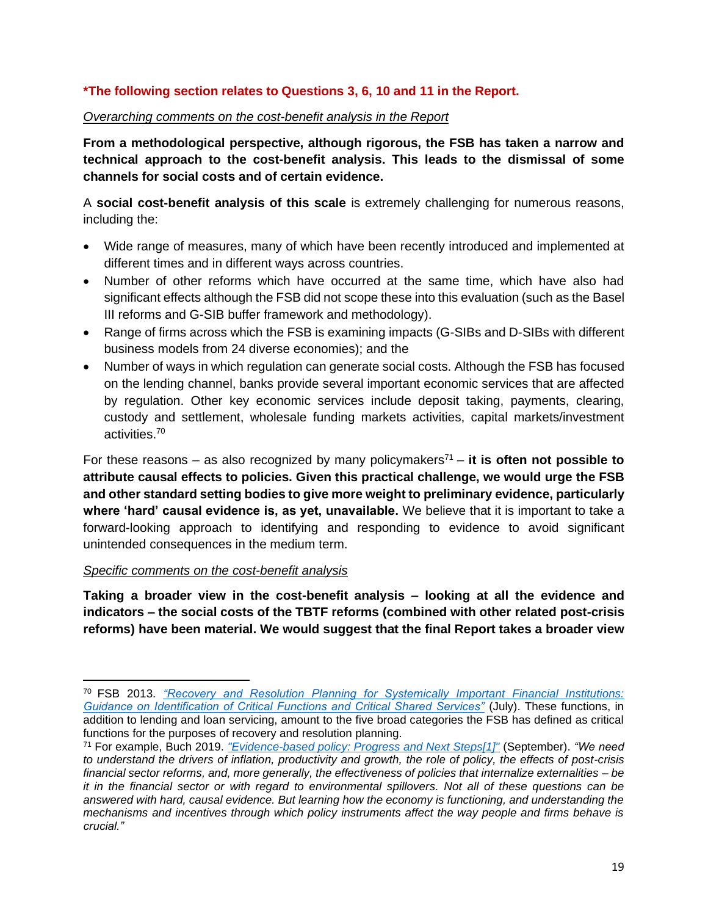***The following section relates to Questions 3, 6, 10 and 11 in the Report.**

*Overarching comments on the cost-benefit analysis in the Report*

**From a methodological perspective, although rigorous, the FSB has taken a narrow and technical approach to the cost-benefit analysis. This leads to the dismissal of some channels for social costs and of certain evidence.**

A **social cost-benefit analysis of this scale** is extremely challenging for numerous reasons, including the:

- Wide range of measures, many of which have been recently introduced and implemented at different times and in different ways across countries.
- Number of other reforms which have occurred at the same time, which have also had significant effects although the FSB did not scope these into this evaluation (such as the Basel III reforms and G-SIB buffer framework and methodology).
- Range of firms across which the FSB is examining impacts (G-SIBs and D-SIBs with different business models from 24 diverse economies); and the
- Number of ways in which regulation can generate social costs. Although the FSB has focused on the lending channel, banks provide several important economic services that are affected by regulation. Other key economic services include deposit taking, payments, clearing, custody and settlement, wholesale funding markets activities, capital markets/investment activities.[70]

For these reasons – as also recognized by many policymakers[71] – **it is often not possible to attribute causal effects to policies. Given this practical challenge, we would urge the FSB and other standard setting bodies to give more weight to preliminary evidence, particularly where 'hard' causal evidence is, as yet, unavailable.** We believe that it is important to take a forward-looking approach to identifying and responding to evidence to avoid significant unintended consequences in the medium term.

*Specific comments on the cost-benefit analysis*

**Taking a broader view in the cost-benefit analysis – looking at all the evidence and indicators – the social costs of the TBTF reforms (combined with other related post-crisis reforms) have been material. We would suggest that the final Report takes a broader view**

---

[70] FSB 2013. *"Recovery and Resolution Planning for Systemically Important Financial Institutions: Guidance on Identification of Critical Functions and Critical Shared Services"* (July). These functions, in addition to lending and loan servicing, amount to the five broad categories the FSB has defined as critical functions for the purposes of recovery and resolution planning.

[71] For example, Buch 2019. *"Evidence-based policy: Progress and Next Steps[1]"* (September). *"We need to understand the drivers of inflation, productivity and growth, the role of policy, the effects of post-crisis financial sector reforms, and, more generally, the effectiveness of policies that internalize externalities – be it in the financial sector or with regard to environmental spillovers. Not all of these questions can be answered with hard, causal evidence. But learning how the economy is functioning, and understanding the mechanisms and incentives through which policy instruments affect the way people and firms behave is crucial."*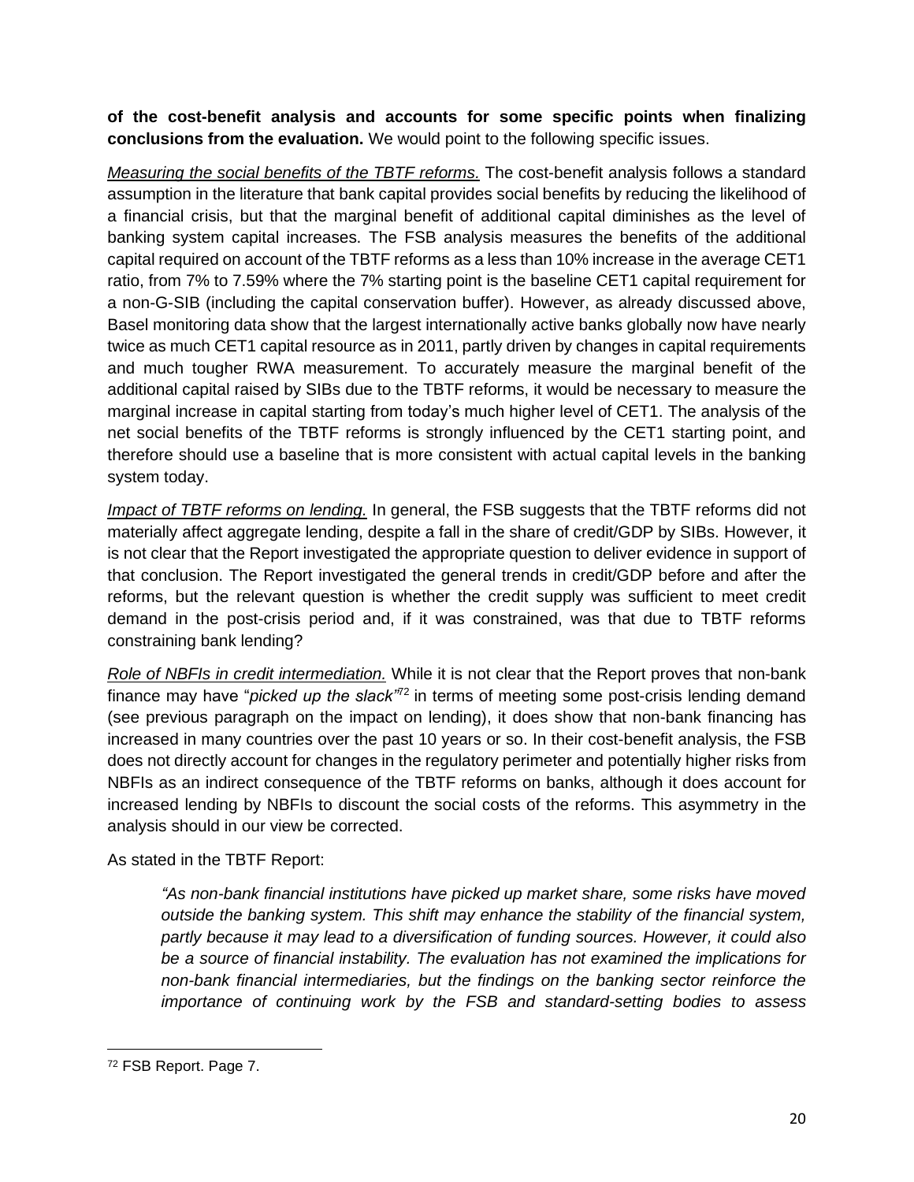**of the cost-benefit analysis and accounts for some specific points when finalizing conclusions from the evaluation.** We would point to the following specific issues.

*Measuring the social benefits of the TBTF reforms.* The cost-benefit analysis follows a standard assumption in the literature that bank capital provides social benefits by reducing the likelihood of a financial crisis, but that the marginal benefit of additional capital diminishes as the level of banking system capital increases. The FSB analysis measures the benefits of the additional capital required on account of the TBTF reforms as a less than 10% increase in the average CET1 ratio, from 7% to 7.59% where the 7% starting point is the baseline CET1 capital requirement for a non-G-SIB (including the capital conservation buffer). However, as already discussed above, Basel monitoring data show that the largest internationally active banks globally now have nearly twice as much CET1 capital resource as in 2011, partly driven by changes in capital requirements and much tougher RWA measurement. To accurately measure the marginal benefit of the additional capital raised by SIBs due to the TBTF reforms, it would be necessary to measure the marginal increase in capital starting from today's much higher level of CET1. The analysis of the net social benefits of the TBTF reforms is strongly influenced by the CET1 starting point, and therefore should use a baseline that is more consistent with actual capital levels in the banking system today.

*Impact of TBTF reforms on lending.* In general, the FSB suggests that the TBTF reforms did not materially affect aggregate lending, despite a fall in the share of credit/GDP by SIBs. However, it is not clear that the Report investigated the appropriate question to deliver evidence in support of that conclusion. The Report investigated the general trends in credit/GDP before and after the reforms, but the relevant question is whether the credit supply was sufficient to meet credit demand in the post-crisis period and, if it was constrained, was that due to TBTF reforms constraining bank lending?

*Role of NBFIs in credit intermediation.* While it is not clear that the Report proves that non-bank finance may have "*picked up the slack*"[72] in terms of meeting some post-crisis lending demand (see previous paragraph on the impact on lending), it does show that non-bank financing has increased in many countries over the past 10 years or so. In their cost-benefit analysis, the FSB does not directly account for changes in the regulatory perimeter and potentially higher risks from NBFIs as an indirect consequence of the TBTF reforms on banks, although it does account for increased lending by NBFIs to discount the social costs of the reforms. This asymmetry in the analysis should in our view be corrected.

As stated in the TBTF Report:

> *"As non-bank financial institutions have picked up market share, some risks have moved outside the banking system. This shift may enhance the stability of the financial system, partly because it may lead to a diversification of funding sources. However, it could also be a source of financial instability. The evaluation has not examined the implications for non-bank financial intermediaries, but the findings on the banking sector reinforce the importance of continuing work by the FSB and standard-setting bodies to assess*

---

[72] FSB Report. Page 7.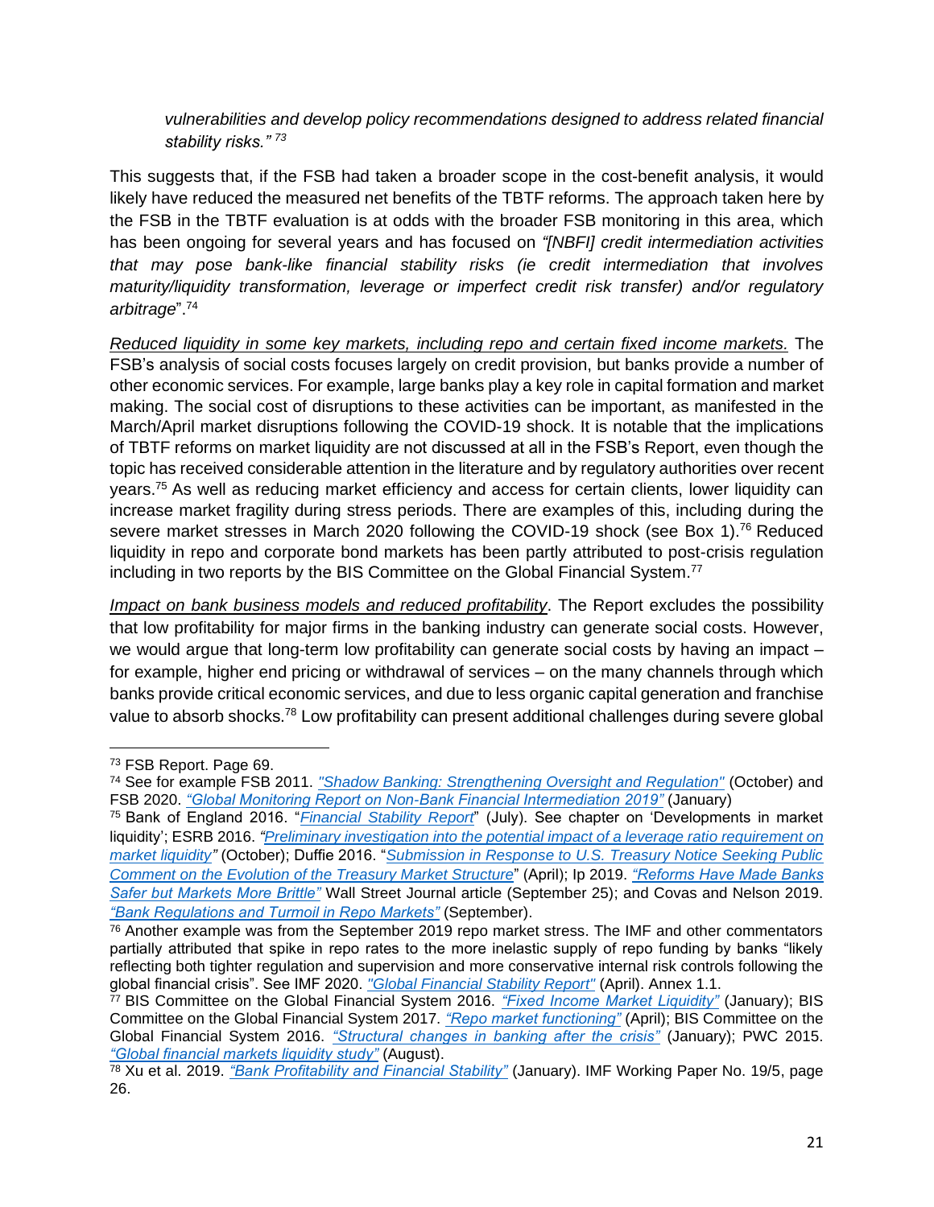*vulnerabilities and develop policy recommendations designed to address related financial stability risks."* [73]

This suggests that, if the FSB had taken a broader scope in the cost-benefit analysis, it would likely have reduced the measured net benefits of the TBTF reforms. The approach taken here by the FSB in the TBTF evaluation is at odds with the broader FSB monitoring in this area, which has been ongoing for several years and has focused on *"[NBFI] credit intermediation activities that may pose bank-like financial stability risks (ie credit intermediation that involves maturity/liquidity transformation, leverage or imperfect credit risk transfer) and/or regulatory arbitrage*".[74]

Reduced liquidity in some key markets, including repo and certain fixed income markets. The FSB's analysis of social costs focuses largely on credit provision, but banks provide a number of other economic services. For example, large banks play a key role in capital formation and market making. The social cost of disruptions to these activities can be important, as manifested in the March/April market disruptions following the COVID-19 shock. It is notable that the implications of TBTF reforms on market liquidity are not discussed at all in the FSB's Report, even though the topic has received considerable attention in the literature and by regulatory authorities over recent years.[75] As well as reducing market efficiency and access for certain clients, lower liquidity can increase market fragility during stress periods. There are examples of this, including during the severe market stresses in March 2020 following the COVID-19 shock (see Box 1).[76] Reduced liquidity in repo and corporate bond markets has been partly attributed to post-crisis regulation including in two reports by the BIS Committee on the Global Financial System.[77]

Impact on bank business models and reduced profitability. The Report excludes the possibility that low profitability for major firms in the banking industry can generate social costs. However, we would argue that long-term low profitability can generate social costs by having an impact – for example, higher end pricing or withdrawal of services – on the many channels through which banks provide critical economic services, and due to less organic capital generation and franchise value to absorb shocks.[78] Low profitability can present additional challenges during severe global

---

[73] FSB Report. Page 69.

[74] See for example FSB 2011. *"Shadow Banking: Strengthening Oversight and Regulation"* (October) and FSB 2020. *"Global Monitoring Report on Non-Bank Financial Intermediation 2019"* (January)

[75] Bank of England 2016. "*Financial Stability Report*" (July). See chapter on 'Developments in market liquidity'; ESRB 2016. *"Preliminary investigation into the potential impact of a leverage ratio requirement on market liquidity"* (October); Duffie 2016. "*Submission in Response to U.S. Treasury Notice Seeking Public Comment on the Evolution of the Treasury Market Structure*" (April); Ip 2019. *"Reforms Have Made Banks Safer but Markets More Brittle"* Wall Street Journal article (September 25); and Covas and Nelson 2019. *"Bank Regulations and Turmoil in Repo Markets"* (September).

[76] Another example was from the September 2019 repo market stress. The IMF and other commentators partially attributed that spike in repo rates to the more inelastic supply of repo funding by banks "likely reflecting both tighter regulation and supervision and more conservative internal risk controls following the global financial crisis". See IMF 2020. *"Global Financial Stability Report"* (April). Annex 1.1.

[77] BIS Committee on the Global Financial System 2016. *"Fixed Income Market Liquidity"* (January); BIS Committee on the Global Financial System 2017. *"Repo market functioning"* (April); BIS Committee on the Global Financial System 2016. *"Structural changes in banking after the crisis"* (January); PWC 2015. *"Global financial markets liquidity study"* (August).

[78] Xu et al. 2019. *"Bank Profitability and Financial Stability"* (January). IMF Working Paper No. 19/5, page 26.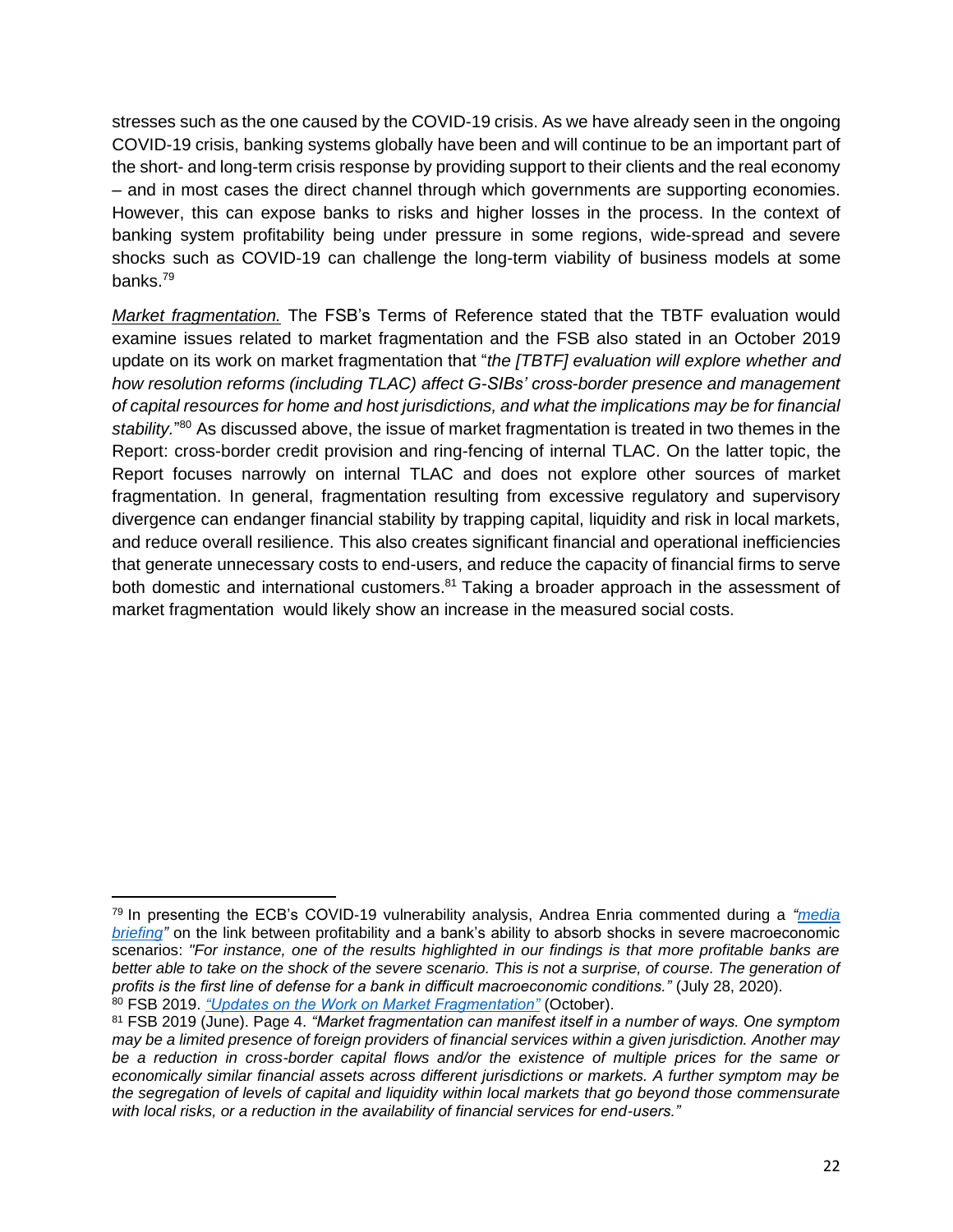stresses such as the one caused by the COVID-19 crisis. As we have already seen in the ongoing COVID-19 crisis, banking systems globally have been and will continue to be an important part of the short- and long-term crisis response by providing support to their clients and the real economy – and in most cases the direct channel through which governments are supporting economies. However, this can expose banks to risks and higher losses in the process. In the context of banking system profitability being under pressure in some regions, wide-spread and severe shocks such as COVID-19 can challenge the long-term viability of business models at some banks.[79]

*Market fragmentation.* The FSB's Terms of Reference stated that the TBTF evaluation would examine issues related to market fragmentation and the FSB also stated in an October 2019 update on its work on market fragmentation that "*the [TBTF] evaluation will explore whether and how resolution reforms (including TLAC) affect G-SIBs' cross-border presence and management of capital resources for home and host jurisdictions, and what the implications may be for financial stability.*"[80] As discussed above, the issue of market fragmentation is treated in two themes in the Report: cross-border credit provision and ring-fencing of internal TLAC. On the latter topic, the Report focuses narrowly on internal TLAC and does not explore other sources of market fragmentation. In general, fragmentation resulting from excessive regulatory and supervisory divergence can endanger financial stability by trapping capital, liquidity and risk in local markets, and reduce overall resilience. This also creates significant financial and operational inefficiencies that generate unnecessary costs to end-users, and reduce the capacity of financial firms to serve both domestic and international customers.[81] Taking a broader approach in the assessment of market fragmentation would likely show an increase in the measured social costs.

---

[79] In presenting the ECB's COVID-19 vulnerability analysis, Andrea Enria commented during a *"media briefing"* on the link between profitability and a bank's ability to absorb shocks in severe macroeconomic scenarios: *"For instance, one of the results highlighted in our findings is that more profitable banks are better able to take on the shock of the severe scenario. This is not a surprise, of course. The generation of profits is the first line of defense for a bank in difficult macroeconomic conditions."* (July 28, 2020).

[80] FSB 2019. *"Updates on the Work on Market Fragmentation"* (October).

[81] FSB 2019 (June). Page 4. *"Market fragmentation can manifest itself in a number of ways. One symptom may be a limited presence of foreign providers of financial services within a given jurisdiction. Another may be a reduction in cross-border capital flows and/or the existence of multiple prices for the same or economically similar financial assets across different jurisdictions or markets. A further symptom may be the segregation of levels of capital and liquidity within local markets that go beyond those commensurate with local risks, or a reduction in the availability of financial services for end-users."*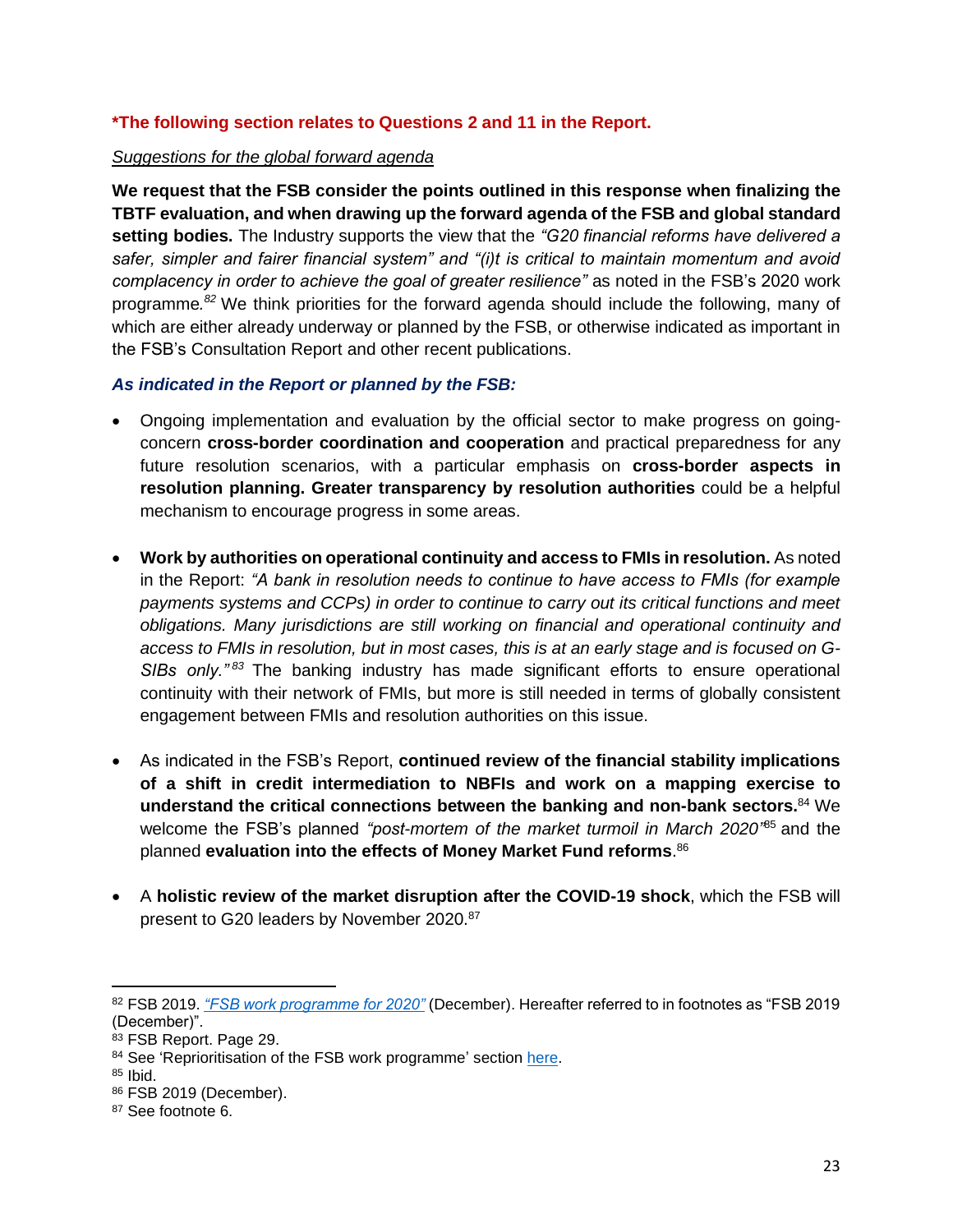**\*The following section relates to Questions 2 and 11 in the Report.**

*Suggestions for the global forward agenda*

**We request that the FSB consider the points outlined in this response when finalizing the TBTF evaluation, and when drawing up the forward agenda of the FSB and global standard setting bodies.** The Industry supports the view that the *"G20 financial reforms have delivered a safer, simpler and fairer financial system" and "(i)t is critical to maintain momentum and avoid complacency in order to achieve the goal of greater resilience"* as noted in the FSB's 2020 work programme.[82] We think priorities for the forward agenda should include the following, many of which are either already underway or planned by the FSB, or otherwise indicated as important in the FSB's Consultation Report and other recent publications.

***As indicated in the Report or planned by the FSB:***

- Ongoing implementation and evaluation by the official sector to make progress on going-concern **cross-border coordination and cooperation** and practical preparedness for any future resolution scenarios, with a particular emphasis on **cross-border aspects in resolution planning. Greater transparency by resolution authorities** could be a helpful mechanism to encourage progress in some areas.

- **Work by authorities on operational continuity and access to FMIs in resolution.** As noted in the Report: *"A bank in resolution needs to continue to have access to FMIs (for example payments systems and CCPs) in order to continue to carry out its critical functions and meet obligations. Many jurisdictions are still working on financial and operational continuity and access to FMIs in resolution, but in most cases, this is at an early stage and is focused on G-SIBs only."*[83] The banking industry has made significant efforts to ensure operational continuity with their network of FMIs, but more is still needed in terms of globally consistent engagement between FMIs and resolution authorities on this issue.

- As indicated in the FSB's Report, **continued review of the financial stability implications of a shift in credit intermediation to NBFIs and work on a mapping exercise to understand the critical connections between the banking and non-bank sectors.**[84] We welcome the FSB's planned *"post-mortem of the market turmoil in March 2020"*[85] and the planned **evaluation into the effects of Money Market Fund reforms**.[86]

- A **holistic review of the market disruption after the COVID-19 shock**, which the FSB will present to G20 leaders by November 2020.[87]

---

[82] FSB 2019. *"FSB work programme for 2020"* (December). Hereafter referred to in footnotes as "FSB 2019 (December)".
[83] FSB Report. Page 29.
[84] See 'Reprioritisation of the FSB work programme' section here.
[85] Ibid.
[86] FSB 2019 (December).
[87] See footnote 6.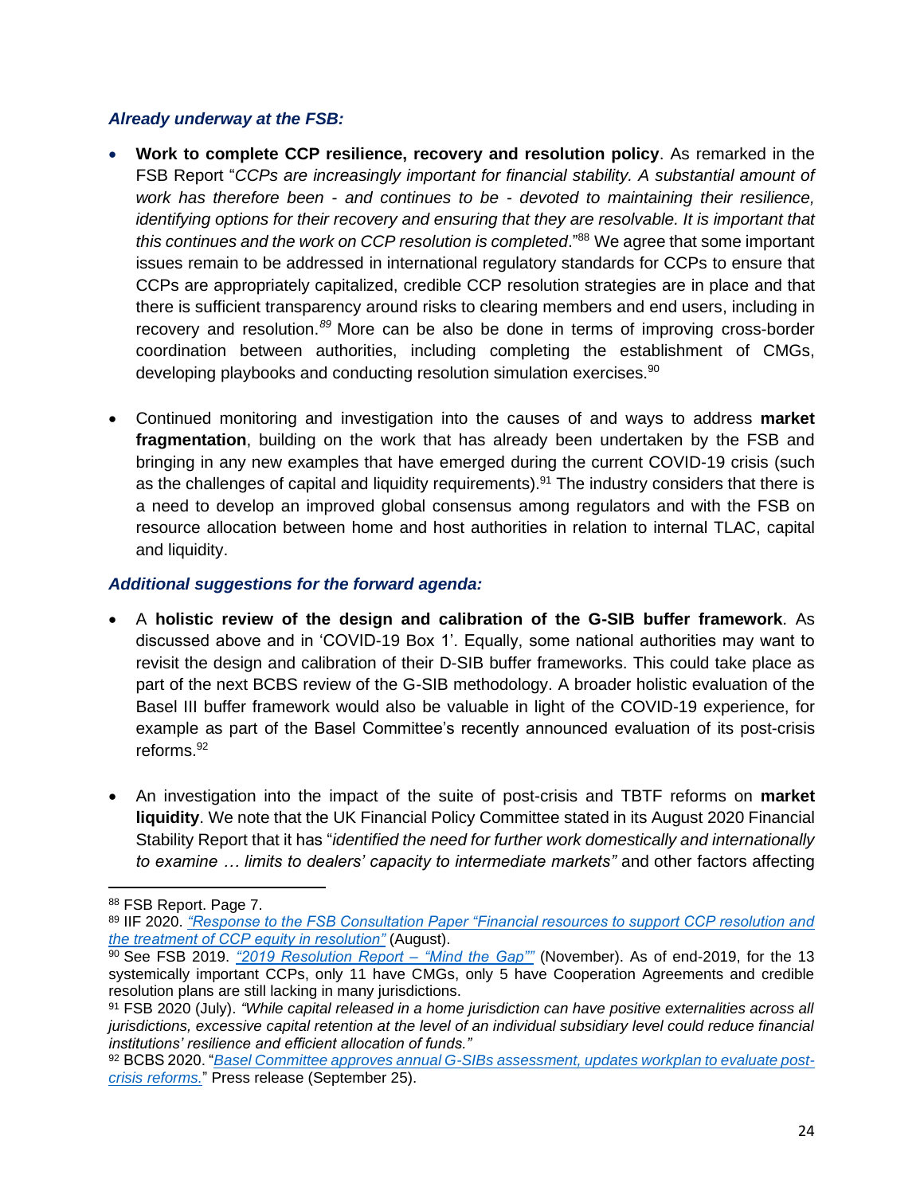***Already underway at the FSB:***

- **Work to complete CCP resilience, recovery and resolution policy**. As remarked in the FSB Report "*CCPs are increasingly important for financial stability. A substantial amount of work has therefore been - and continues to be - devoted to maintaining their resilience, identifying options for their recovery and ensuring that they are resolvable. It is important that this continues and the work on CCP resolution is completed*."[88] We agree that some important issues remain to be addressed in international regulatory standards for CCPs to ensure that CCPs are appropriately capitalized, credible CCP resolution strategies are in place and that there is sufficient transparency around risks to clearing members and end users, including in recovery and resolution.[89] More can be also be done in terms of improving cross-border coordination between authorities, including completing the establishment of CMGs, developing playbooks and conducting resolution simulation exercises.[90]

- Continued monitoring and investigation into the causes of and ways to address **market fragmentation**, building on the work that has already been undertaken by the FSB and bringing in any new examples that have emerged during the current COVID-19 crisis (such as the challenges of capital and liquidity requirements).[91] The industry considers that there is a need to develop an improved global consensus among regulators and with the FSB on resource allocation between home and host authorities in relation to internal TLAC, capital and liquidity.

***Additional suggestions for the forward agenda:***

- A **holistic review of the design and calibration of the G-SIB buffer framework**. As discussed above and in 'COVID-19 Box 1'. Equally, some national authorities may want to revisit the design and calibration of their D-SIB buffer frameworks. This could take place as part of the next BCBS review of the G-SIB methodology. A broader holistic evaluation of the Basel III buffer framework would also be valuable in light of the COVID-19 experience, for example as part of the Basel Committee's recently announced evaluation of its post-crisis reforms.[92]

- An investigation into the impact of the suite of post-crisis and TBTF reforms on **market liquidity**. We note that the UK Financial Policy Committee stated in its August 2020 Financial Stability Report that it has "*identified the need for further work domestically and internationally to examine … limits to dealers' capacity to intermediate markets"* and other factors affecting

---

[88] FSB Report. Page 7.

[89] IIF 2020. *"Response to the FSB Consultation Paper "Financial resources to support CCP resolution and the treatment of CCP equity in resolution"* (August).

[90] See FSB 2019. *"2019 Resolution Report – "Mind the Gap""* (November). As of end-2019, for the 13 systemically important CCPs, only 11 have CMGs, only 5 have Cooperation Agreements and credible resolution plans are still lacking in many jurisdictions.

[91] FSB 2020 (July). *"While capital released in a home jurisdiction can have positive externalities across all jurisdictions, excessive capital retention at the level of an individual subsidiary level could reduce financial institutions' resilience and efficient allocation of funds."*

[92] BCBS 2020. "*Basel Committee approves annual G-SIBs assessment, updates workplan to evaluate post-crisis reforms.*" Press release (September 25).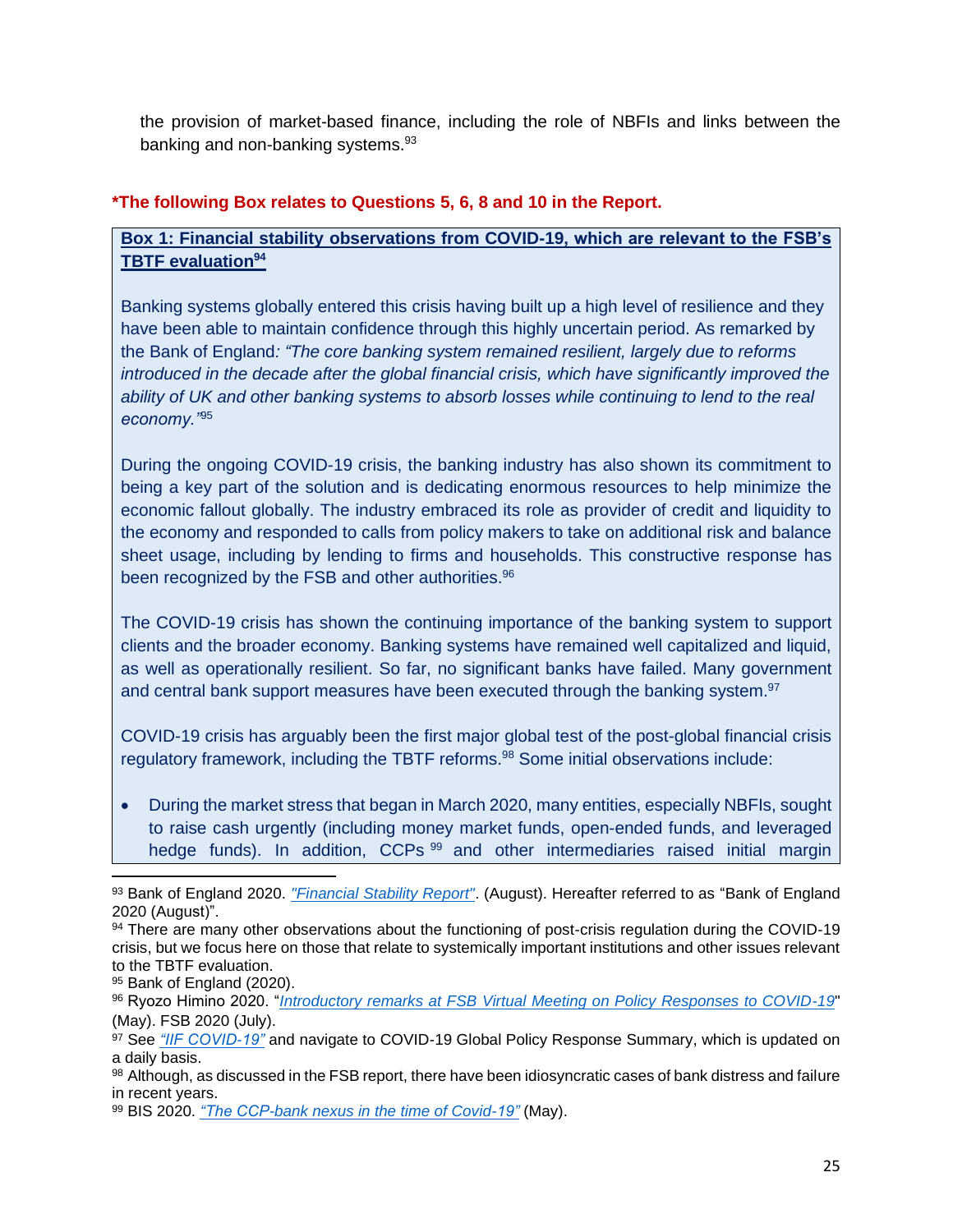the provision of market-based finance, including the role of NBFIs and links between the banking and non-banking systems.[93]

**\*The following Box relates to Questions 5, 6, 8 and 10 in the Report.**

**Box 1: Financial stability observations from COVID-19, which are relevant to the FSB's TBTF evaluation[94]**

Banking systems globally entered this crisis having built up a high level of resilience and they have been able to maintain confidence through this highly uncertain period. As remarked by the Bank of England*: "The core banking system remained resilient, largely due to reforms introduced in the decade after the global financial crisis, which have significantly improved the ability of UK and other banking systems to absorb losses while continuing to lend to the real economy."*[95]

During the ongoing COVID-19 crisis, the banking industry has also shown its commitment to being a key part of the solution and is dedicating enormous resources to help minimize the economic fallout globally. The industry embraced its role as provider of credit and liquidity to the economy and responded to calls from policy makers to take on additional risk and balance sheet usage, including by lending to firms and households. This constructive response has been recognized by the FSB and other authorities.[96]

The COVID-19 crisis has shown the continuing importance of the banking system to support clients and the broader economy. Banking systems have remained well capitalized and liquid, as well as operationally resilient. So far, no significant banks have failed. Many government and central bank support measures have been executed through the banking system.[97]

COVID-19 crisis has arguably been the first major global test of the post-global financial crisis regulatory framework, including the TBTF reforms.[98] Some initial observations include:

- During the market stress that began in March 2020, many entities, especially NBFIs, sought to raise cash urgently (including money market funds, open-ended funds, and leveraged hedge funds). In addition, CCPs[99] and other intermediaries raised initial margin

---

[93] Bank of England 2020. *"Financial Stability Report"*. (August). Hereafter referred to as "Bank of England 2020 (August)".

[94] There are many other observations about the functioning of post-crisis regulation during the COVID-19 crisis, but we focus here on those that relate to systemically important institutions and other issues relevant to the TBTF evaluation.

[95] Bank of England (2020).

[96] Ryozo Himino 2020. "*Introductory remarks at FSB Virtual Meeting on Policy Responses to COVID-19*" (May). FSB 2020 (July).

[97] See *"IIF COVID-19"* and navigate to COVID-19 Global Policy Response Summary, which is updated on a daily basis.

[98] Although, as discussed in the FSB report, there have been idiosyncratic cases of bank distress and failure in recent years.

[99] BIS 2020. *"The CCP-bank nexus in the time of Covid-19"* (May).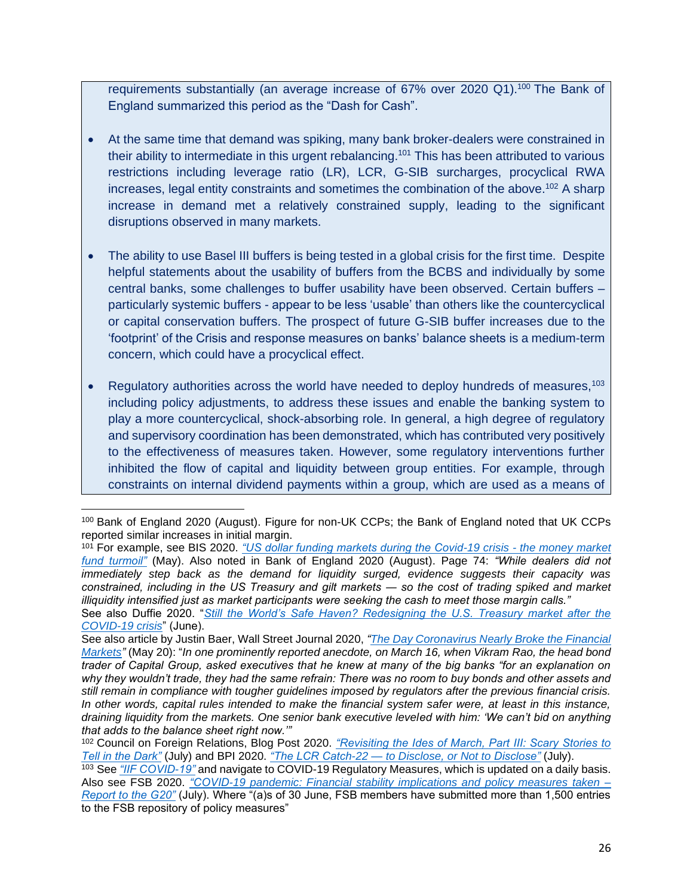requirements substantially (an average increase of 67% over 2020 Q1).[100] The Bank of England summarized this period as the "Dash for Cash".

- At the same time that demand was spiking, many bank broker-dealers were constrained in their ability to intermediate in this urgent rebalancing.[101] This has been attributed to various restrictions including leverage ratio (LR), LCR, G-SIB surcharges, procyclical RWA increases, legal entity constraints and sometimes the combination of the above.[102] A sharp increase in demand met a relatively constrained supply, leading to the significant disruptions observed in many markets.

- The ability to use Basel III buffers is being tested in a global crisis for the first time. Despite helpful statements about the usability of buffers from the BCBS and individually by some central banks, some challenges to buffer usability have been observed. Certain buffers – particularly systemic buffers - appear to be less 'usable' than others like the countercyclical or capital conservation buffers. The prospect of future G-SIB buffer increases due to the 'footprint' of the Crisis and response measures on banks' balance sheets is a medium-term concern, which could have a procyclical effect.

- Regulatory authorities across the world have needed to deploy hundreds of measures,[103] including policy adjustments, to address these issues and enable the banking system to play a more countercyclical, shock-absorbing role. In general, a high degree of regulatory and supervisory coordination has been demonstrated, which has contributed very positively to the effectiveness of measures taken. However, some regulatory interventions further inhibited the flow of capital and liquidity between group entities. For example, through constraints on internal dividend payments within a group, which are used as a means of

---

[100] Bank of England 2020 (August). Figure for non-UK CCPs; the Bank of England noted that UK CCPs reported similar increases in initial margin.

[101] For example, see BIS 2020. *"US dollar funding markets during the Covid-19 crisis - the money market fund turmoil"* (May). Also noted in Bank of England 2020 (August). Page 74: *"While dealers did not immediately step back as the demand for liquidity surged, evidence suggests their capacity was constrained, including in the US Treasury and gilt markets — so the cost of trading spiked and market illiquidity intensified just as market participants were seeking the cash to meet those margin calls."*

See also Duffie 2020. "*Still the World's Safe Haven? Redesigning the U.S. Treasury market after the COVID-19 crisis*" (June).

See also article by Justin Baer, Wall Street Journal 2020, *"The Day Coronavirus Nearly Broke the Financial Markets"* (May 20): "*In one prominently reported anecdote, on March 16, when Vikram Rao, the head bond trader of Capital Group, asked executives that he knew at many of the big banks "for an explanation on why they wouldn't trade, they had the same refrain: There was no room to buy bonds and other assets and still remain in compliance with tougher guidelines imposed by regulators after the previous financial crisis. In other words, capital rules intended to make the financial system safer were, at least in this instance, draining liquidity from the markets. One senior bank executive leveled with him: 'We can't bid on anything that adds to the balance sheet right now.'*"

[102] Council on Foreign Relations, Blog Post 2020. *"Revisiting the Ides of March, Part III: Scary Stories to Tell in the Dark"* (July) and BPI 2020. *"The LCR Catch-22 — to Disclose, or Not to Disclose"* (July).

[103] See *"IIF COVID-19"* and navigate to COVID-19 Regulatory Measures, which is updated on a daily basis. Also see FSB 2020. *"COVID-19 pandemic: Financial stability implications and policy measures taken – Report to the G20"* (July). Where "(a)s of 30 June, FSB members have submitted more than 1,500 entries to the FSB repository of policy measures"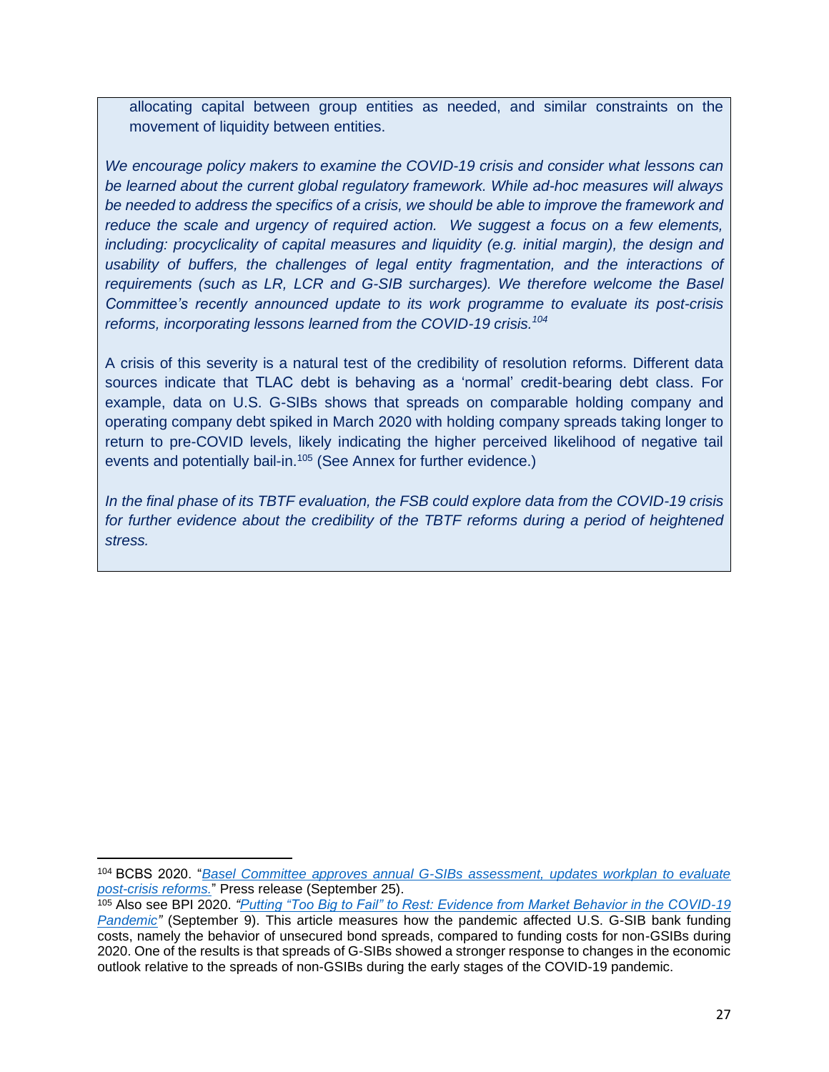allocating capital between group entities as needed, and similar constraints on the movement of liquidity between entities.

*We encourage policy makers to examine the COVID-19 crisis and consider what lessons can be learned about the current global regulatory framework. While ad-hoc measures will always be needed to address the specifics of a crisis, we should be able to improve the framework and reduce the scale and urgency of required action. We suggest a focus on a few elements, including: procyclicality of capital measures and liquidity (e.g. initial margin), the design and usability of buffers, the challenges of legal entity fragmentation, and the interactions of requirements (such as LR, LCR and G-SIB surcharges). We therefore welcome the Basel Committee's recently announced update to its work programme to evaluate its post-crisis reforms, incorporating lessons learned from the COVID-19 crisis.*[104]

A crisis of this severity is a natural test of the credibility of resolution reforms. Different data sources indicate that TLAC debt is behaving as a 'normal' credit-bearing debt class. For example, data on U.S. G-SIBs shows that spreads on comparable holding company and operating company debt spiked in March 2020 with holding company spreads taking longer to return to pre-COVID levels, likely indicating the higher perceived likelihood of negative tail events and potentially bail-in.[105] (See Annex for further evidence.)

*In the final phase of its TBTF evaluation, the FSB could explore data from the COVID-19 crisis for further evidence about the credibility of the TBTF reforms during a period of heightened stress.*

---

[104] BCBS 2020. "*Basel Committee approves annual G-SIBs assessment, updates workplan to evaluate post-crisis reforms.*" Press release (September 25).

[105] Also see BPI 2020. *"Putting "Too Big to Fail" to Rest: Evidence from Market Behavior in the COVID-19 Pandemic"* (September 9). This article measures how the pandemic affected U.S. G-SIB bank funding costs, namely the behavior of unsecured bond spreads, compared to funding costs for non-GSIBs during 2020. One of the results is that spreads of G-SIBs showed a stronger response to changes in the economic outlook relative to the spreads of non-GSIBs during the early stages of the COVID-19 pandemic.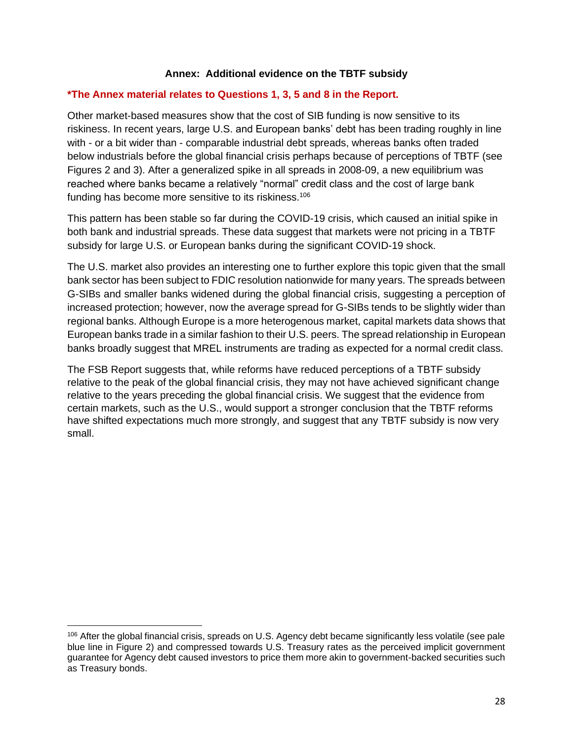## Annex: Additional evidence on the TBTF subsidy

**\*The Annex material relates to Questions 1, 3, 5 and 8 in the Report.**

Other market-based measures show that the cost of SIB funding is now sensitive to its riskiness. In recent years, large U.S. and European banks' debt has been trading roughly in line with - or a bit wider than - comparable industrial debt spreads, whereas banks often traded below industrials before the global financial crisis perhaps because of perceptions of TBTF (see Figures 2 and 3). After a generalized spike in all spreads in 2008-09, a new equilibrium was reached where banks became a relatively "normal" credit class and the cost of large bank funding has become more sensitive to its riskiness.[106]

This pattern has been stable so far during the COVID-19 crisis, which caused an initial spike in both bank and industrial spreads. These data suggest that markets were not pricing in a TBTF subsidy for large U.S. or European banks during the significant COVID-19 shock.

The U.S. market also provides an interesting one to further explore this topic given that the small bank sector has been subject to FDIC resolution nationwide for many years. The spreads between G-SIBs and smaller banks widened during the global financial crisis, suggesting a perception of increased protection; however, now the average spread for G-SIBs tends to be slightly wider than regional banks. Although Europe is a more heterogenous market, capital markets data shows that European banks trade in a similar fashion to their U.S. peers. The spread relationship in European banks broadly suggest that MREL instruments are trading as expected for a normal credit class.

The FSB Report suggests that, while reforms have reduced perceptions of a TBTF subsidy relative to the peak of the global financial crisis, they may not have achieved significant change relative to the years preceding the global financial crisis. We suggest that the evidence from certain markets, such as the U.S., would support a stronger conclusion that the TBTF reforms have shifted expectations much more strongly, and suggest that any TBTF subsidy is now very small.

---

[106] After the global financial crisis, spreads on U.S. Agency debt became significantly less volatile (see pale blue line in Figure 2) and compressed towards U.S. Treasury rates as the perceived implicit government guarantee for Agency debt caused investors to price them more akin to government-backed securities such as Treasury bonds.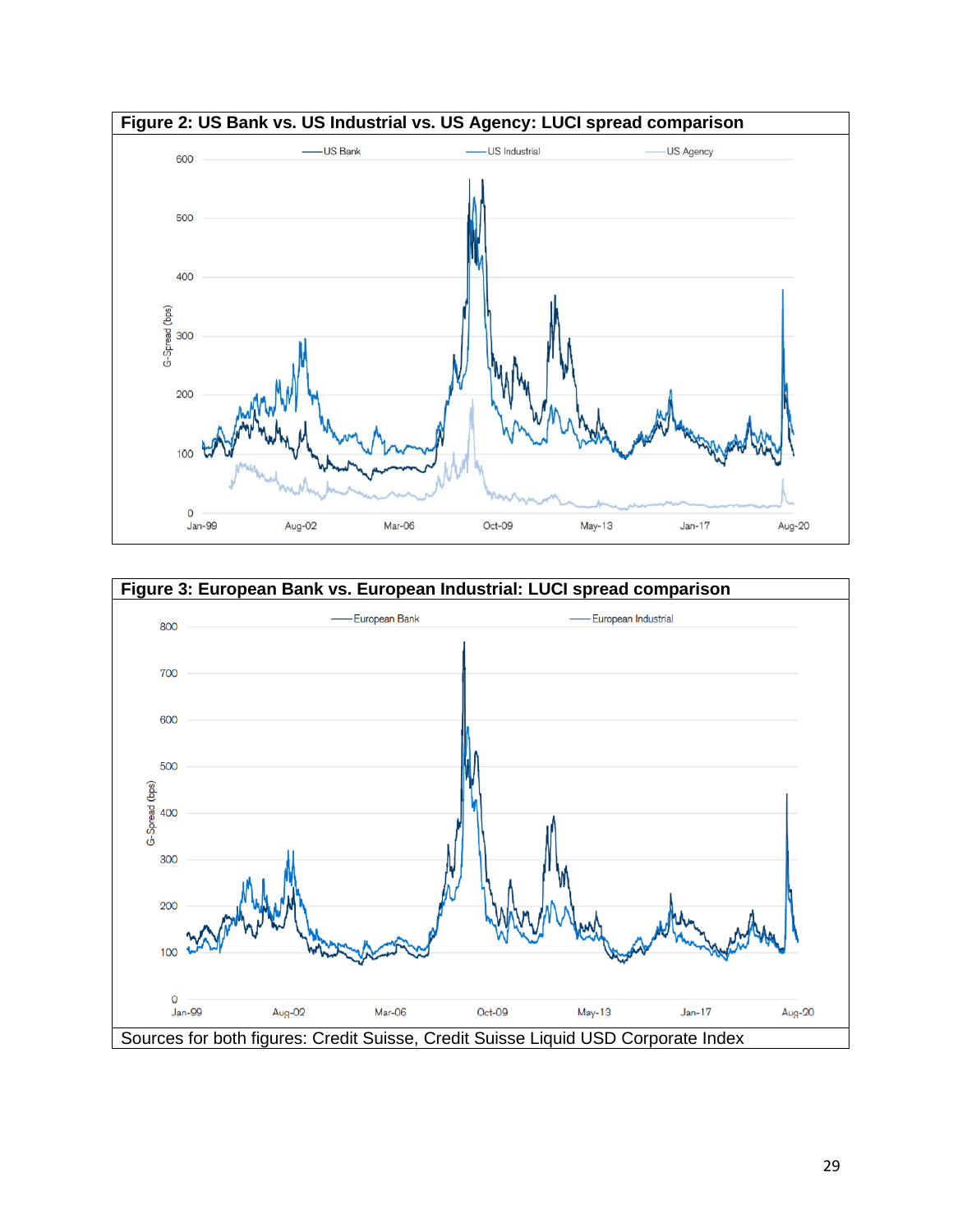**Figure 2: US Bank vs. US Industrial vs. US Agency: LUCI spread comparison**

US Bank
US Industrial
US Agency

G-Spread (bps)

600
500
400
300
200
100
0

Jan-99
Aug-02
Mar-06
Oct-09
May-13
Jan-17
Aug-20

**Figure 3: European Bank vs. European Industrial: LUCI spread comparison**

European Bank
European Industrial

G-Spread (bps)

800
700
600
500
400
300
200
100
0

Jan-99
Aug-02
Mar-06
Oct-09
May-13
Jan-17
Aug-20

Sources for both figures: Credit Suisse, Credit Suisse Liquid USD Corporate Index